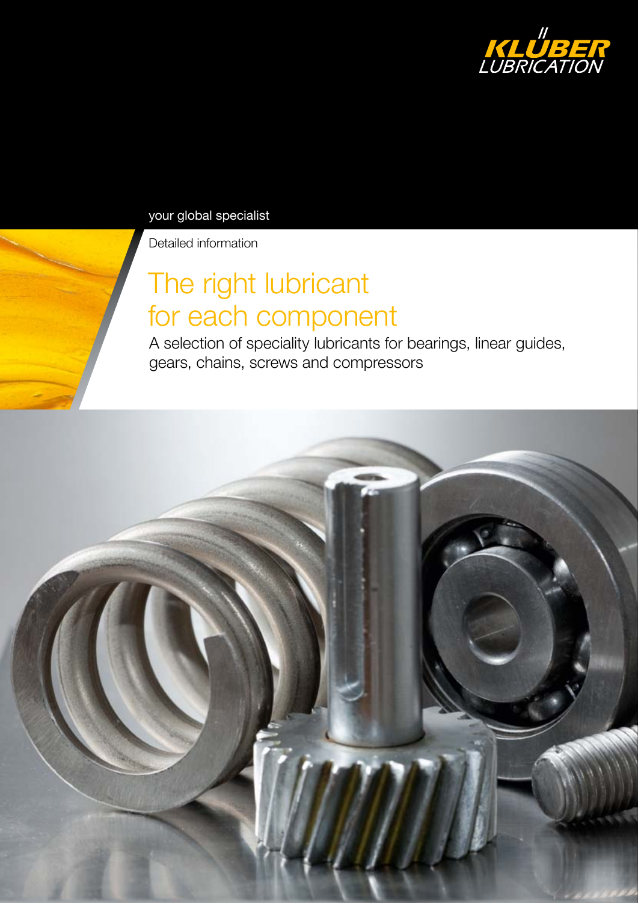KLÜBER LUBRICATION

your global specialist

Detailed information

# The right lubricant for each component

A selection of speciality lubricants for bearings, linear guides, gears, chains, screws and compressors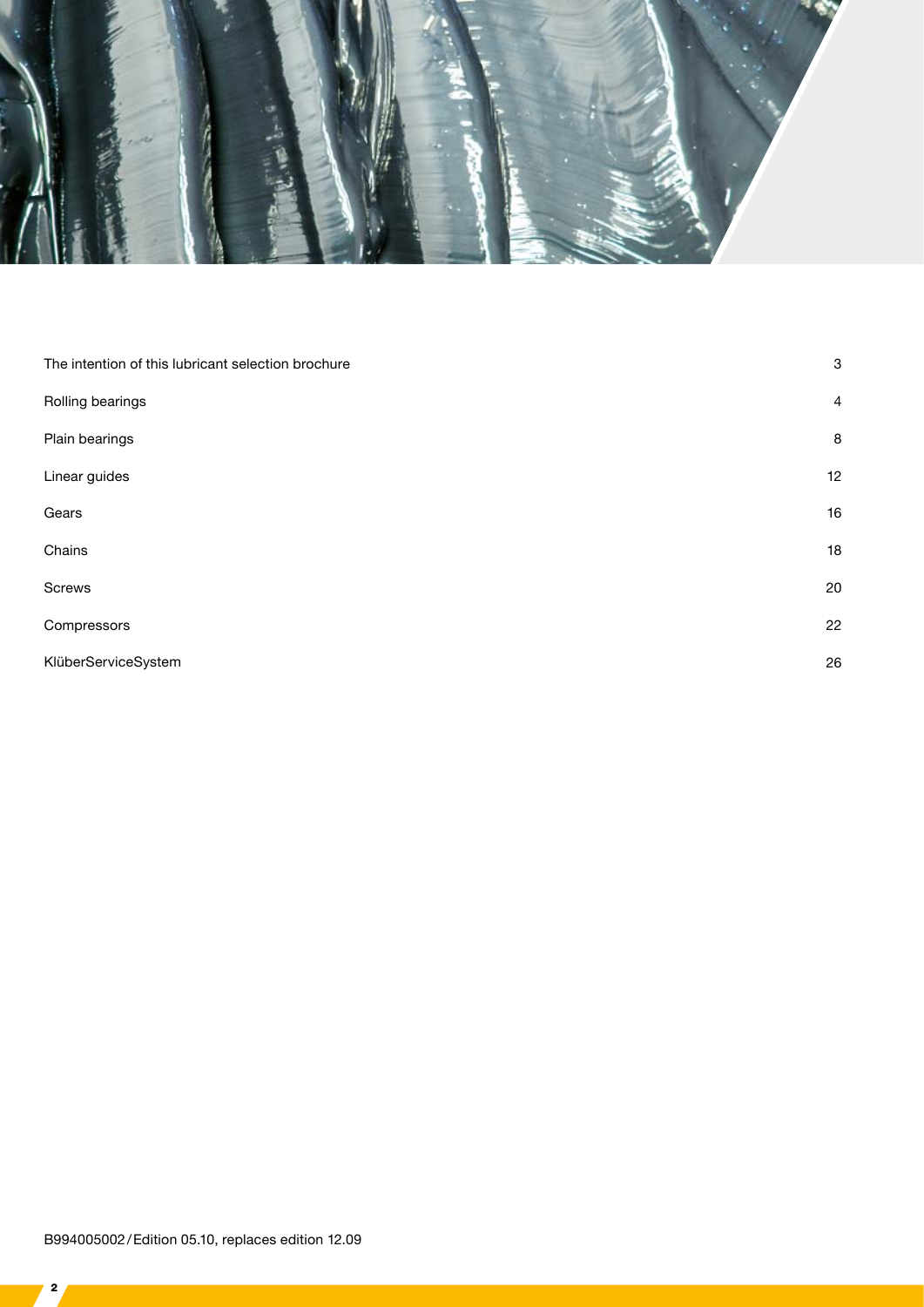| | |
|---|---|
| The intention of this lubricant selection brochure | 3 |
| Rolling bearings | 4 |
| Plain bearings | 8 |
| Linear guides | 12 |
| Gears | 16 |
| Chains | 18 |
| Screws | 20 |
| Compressors | 22 |
| KlüberServiceSystem | 26 |

B994005002 / Edition 05.10, replaces edition 12.09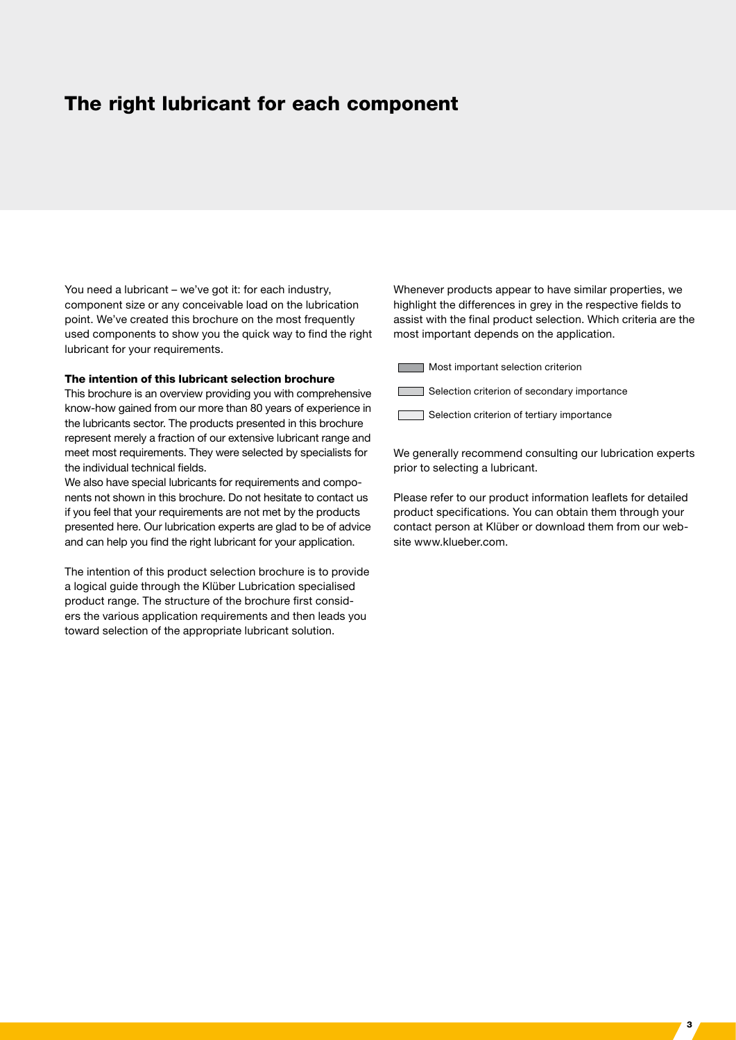# The right lubricant for each component

You need a lubricant – we've got it: for each industry, component size or any conceivable load on the lubrication point. We've created this brochure on the most frequently used components to show you the quick way to find the right lubricant for your requirements.

**The intention of this lubricant selection brochure**

This brochure is an overview providing you with comprehensive know-how gained from our more than 80 years of experience in the lubricants sector. The products presented in this brochure represent merely a fraction of our extensive lubricant range and meet most requirements. They were selected by specialists for the individual technical fields.

We also have special lubricants for requirements and components not shown in this brochure. Do not hesitate to contact us if you feel that your requirements are not met by the products presented here. Our lubrication experts are glad to be of advice and can help you find the right lubricant for your application.

The intention of this product selection brochure is to provide a logical guide through the Klüber Lubrication specialised product range. The structure of the brochure first considers the various application requirements and then leads you toward selection of the appropriate lubricant solution.

Whenever products appear to have similar properties, we highlight the differences in grey in the respective fields to assist with the final product selection. Which criteria are the most important depends on the application.

- Most important selection criterion
- Selection criterion of secondary importance
- Selection criterion of tertiary importance

We generally recommend consulting our lubrication experts prior to selecting a lubricant.

Please refer to our product information leaflets for detailed product specifications. You can obtain them through your contact person at Klüber or download them from our website www.klueber.com.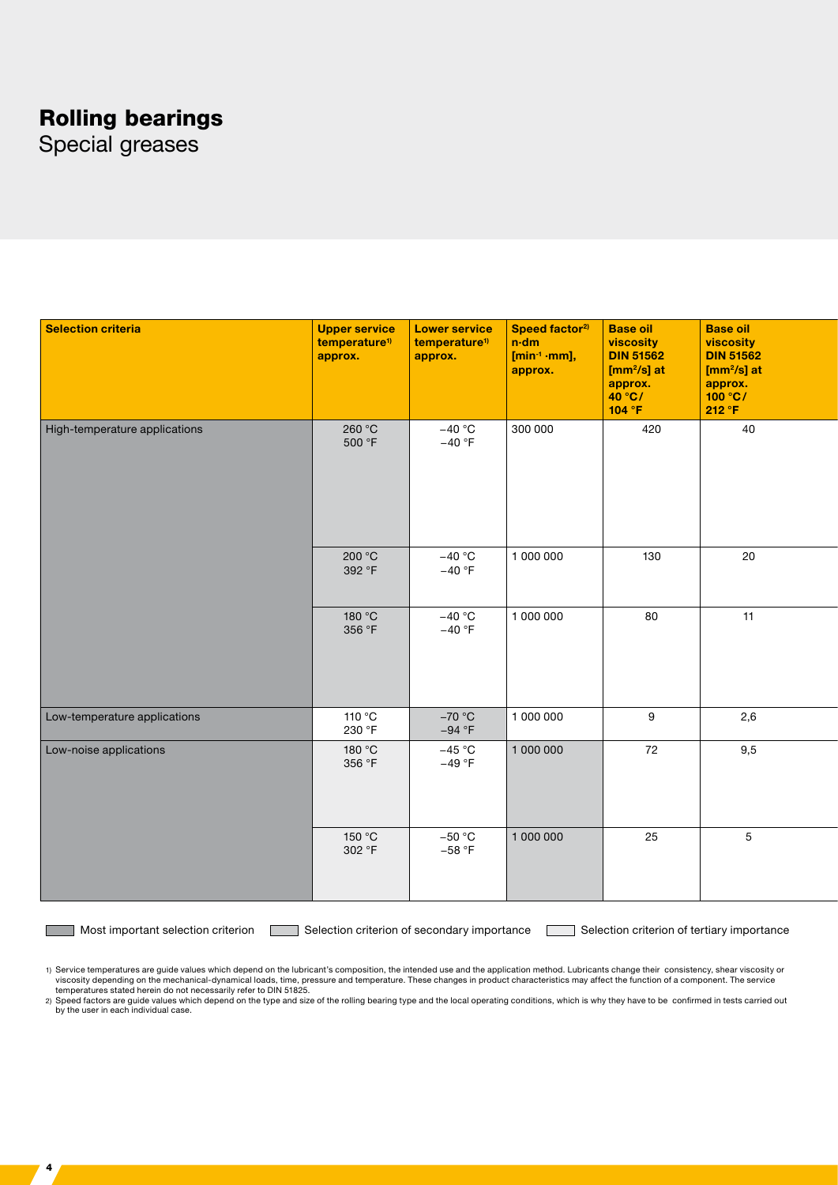# Rolling bearings

Special greases

| Selection criteria | Upper service temperature[1) ] approx. | Lower service temperature[1)] approx. | Speed factor[2)] n·dm [$min^{-1}$ ·mm], approx. | Base oil viscosity DIN 51562 [$mm^2/s$] at approx. 40 °C / 104 °F | Base oil viscosity DIN 51562 [$mm^2/s$] at approx. 100 °C / 212 °F |
|---|---|---|---|---|---|
| High-temperature applications | 260 °C 500 °F | −40 °C −40 °F | 300 000 | 420 | 40 |
| | 200 °C 392 °F | −40 °C −40 °F | 1 000 000 | 130 | 20 |
| | 180 °C 356 °F | −40 °C −40 °F | 1 000 000 | 80 | 11 |
| Low-temperature applications | 110 °C 230 °F | −70 °C −94 °F | 1 000 000 | 9 | 2,6 |
| Low-noise applications | 180 °C 356 °F | −45 °C −49 °F | 1 000 000 | 72 | 9,5 |
| | 150 °C 302 °F | −50 °C −58 °F | 1 000 000 | 25 | 5 |

Most important selection criterion | Selection criterion of secondary importance | Selection criterion of tertiary importance

1) Service temperatures are guide values which depend on the lubricant's composition, the intended use and the application method. Lubricants change their consistency, shear viscosity or viscosity depending on the mechanical-dynamical loads, time, pressure and temperature. These changes in product characteristics may affect the function of a component. The service temperatures stated herein do not necessarily refer to DIN 51825.

2) Speed factors are guide values which depend on the type and size of the rolling bearing type and the local operating conditions, which is why they have to be confirmed in tests carried out by the user in each individual case.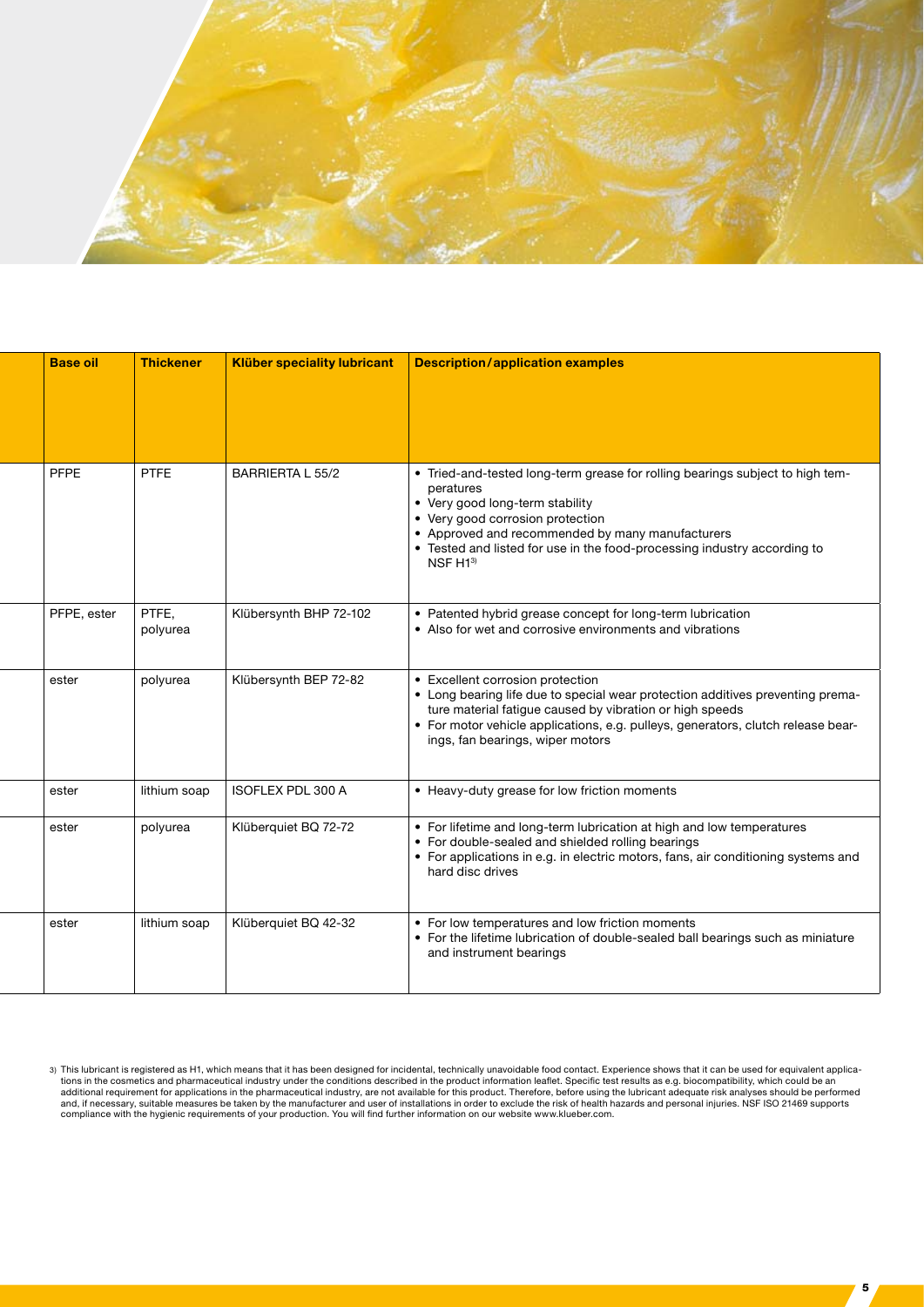| Base oil | Thickener | Klüber speciality lubricant | Description/application examples |
|---|---|---|---|
| PFPE | PTFE | BARRIERTA L 55/2 | • Tried-and-tested long-term grease for rolling bearings subject to high temperatures<br>• Very good long-term stability<br>• Very good corrosion protection<br>• Approved and recommended by many manufacturers<br>• Tested and listed for use in the food-processing industry according to NSF H1[3] |
| PFPE, ester | PTFE, polyurea | Klübersynth BHP 72-102 | • Patented hybrid grease concept for long-term lubrication<br>• Also for wet and corrosive environments and vibrations |
| ester | polyurea | Klübersynth BEP 72-82 | • Excellent corrosion protection<br>• Long bearing life due to special wear protection additives preventing premature material fatigue caused by vibration or high speeds<br>• For motor vehicle applications, e.g. pulleys, generators, clutch release bearings, fan bearings, wiper motors |
| ester | lithium soap | ISOFLEX PDL 300 A | • Heavy-duty grease for low friction moments |
| ester | polyurea | Klüberquiet BQ 72-72 | • For lifetime and long-term lubrication at high and low temperatures<br>• For double-sealed and shielded rolling bearings<br>• For applications in e.g. in electric motors, fans, air conditioning systems and hard disc drives |
| ester | lithium soap | Klüberquiet BQ 42-32 | • For low temperatures and low friction moments<br>• For the lifetime lubrication of double-sealed ball bearings such as miniature and instrument bearings |

3) This lubricant is registered as H1, which means that it has been designed for incidental, technically unavoidable food contact. Experience shows that it can be used for equivalent applications in the cosmetics and pharmaceutical industry under the conditions described in the product information leaflet. Specific test results as e.g. biocompatibility, which could be an additional requirement for applications in the pharmaceutical industry, are not available for this product. Therefore, before using the lubricant adequate risk analyses should be performed and, if necessary, suitable measures be taken by the manufacturer and user of installations in order to exclude the risk of health hazards and personal injuries. NSF ISO 21469 supports compliance with the hygienic requirements of your production. You will find further information on our website www.klueber.com.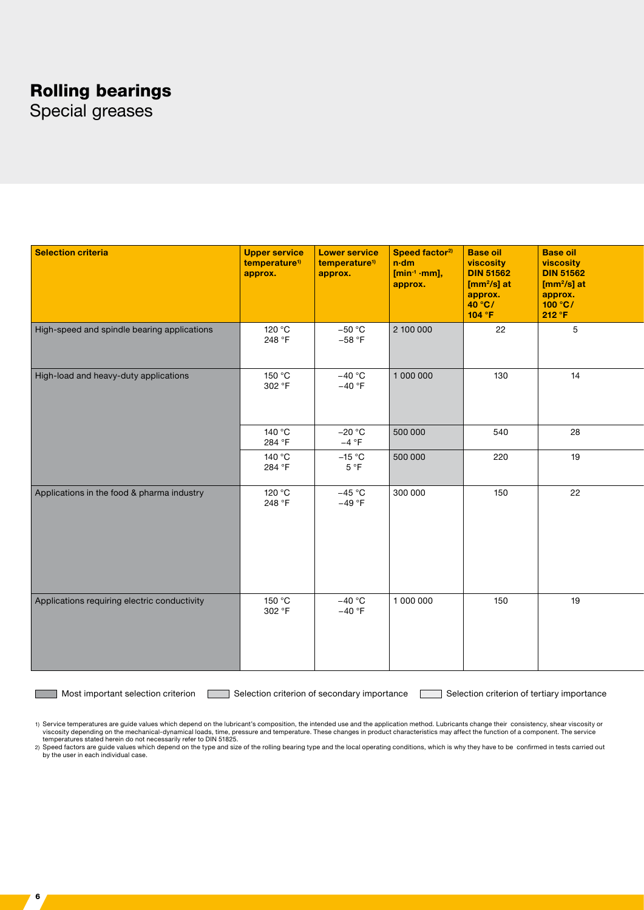# Rolling bearings

## Special greases

| Selection criteria | Upper service temperature[1] approx. | Lower service temperature[1] approx. | Speed factor[2] n·dm [$min^{-1}$ ·mm], approx. | Base oil viscosity DIN 51562 [$mm^2/s$] at approx. 40 °C / 104 °F | Base oil viscosity DIN 51562 [$mm^2/s$] at approx. 100 °C / 212 °F |
|---|---|---|---|---|---|
| High-speed and spindle bearing applications | 120 °C<br>248 °F | −50 °C<br>−58 °F | 2 100 000 | 22 | 5 |
| High-load and heavy-duty applications | 150 °C<br>302 °F | −40 °C<br>−40 °F | 1 000 000 | 130 | 14 |
| | 140 °C<br>284 °F | −20 °C<br>−4 °F | 500 000 | 540 | 28 |
| | 140 °C<br>284 °F | −15 °C<br>5 °F | 500 000 | 220 | 19 |
| Applications in the food & pharma industry | 120 °C<br>248 °F | −45 °C<br>−49 °F | 300 000 | 150 | 22 |
| Applications requiring electric conductivity | 150 °C<br>302 °F | −40 °C<br>−40 °F | 1 000 000 | 150 | 19 |

Most important selection criterion — Selection criterion of secondary importance — Selection criterion of tertiary importance

1) Service temperatures are guide values which depend on the lubricant's composition, the intended use and the application method. Lubricants change their consistency, shear viscosity or viscosity depending on the mechanical-dynamical loads, time, pressure and temperature. These changes in product characteristics may affect the function of a component. The service temperatures stated herein do not necessarily refer to DIN 51825.

2) Speed factors are guide values which depend on the type and size of the rolling bearing type and the local operating conditions, which is why they have to be confirmed in tests carried out by the user in each individual case.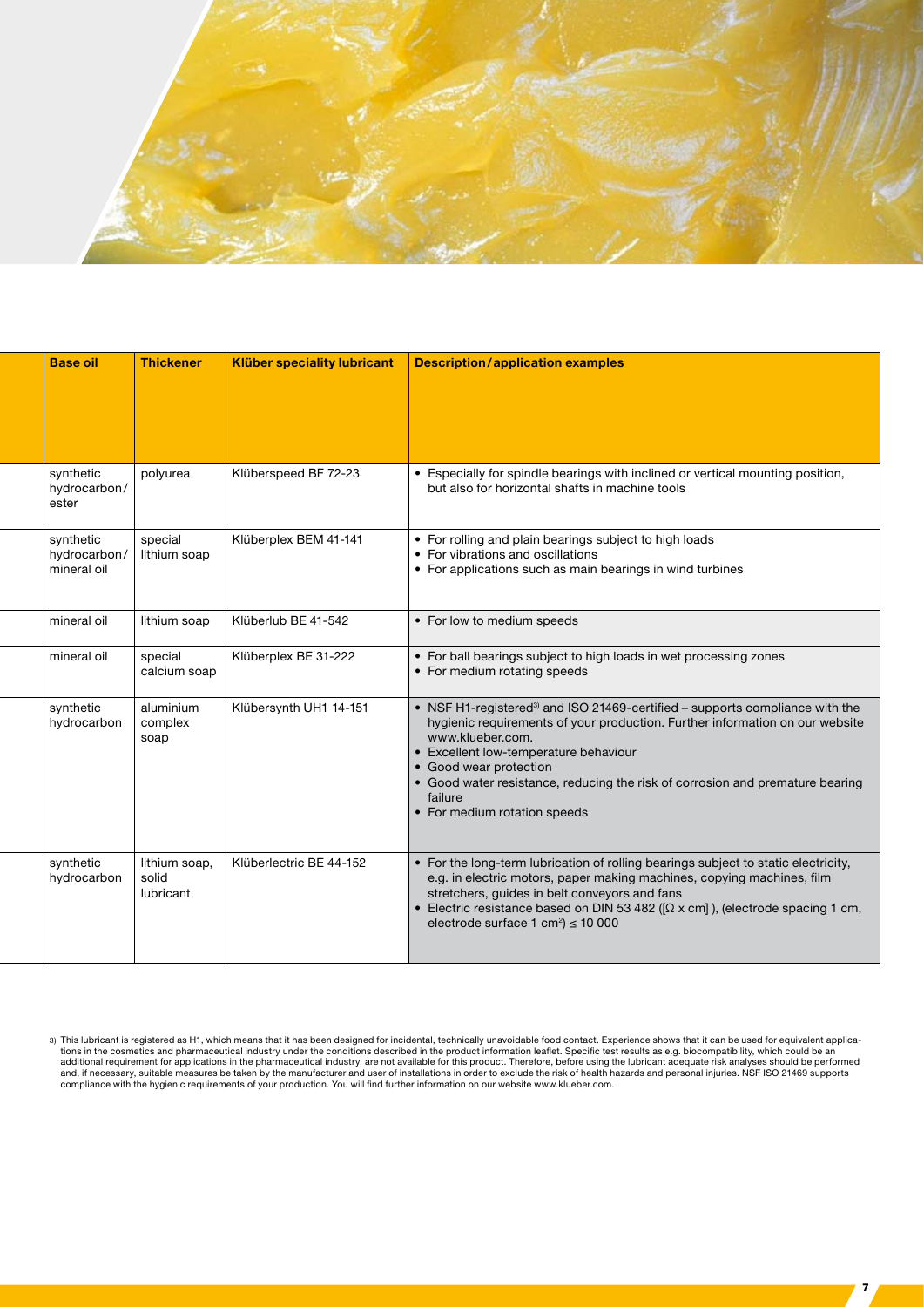| Base oil | Thickener | Klüber speciality lubricant | Description/application examples |
| --- | --- | --- | --- |
| synthetic hydrocarbon/ ester | polyurea | Klüberspeed BF 72-23 | • Especially for spindle bearings with inclined or vertical mounting position, but also for horizontal shafts in machine tools |
| synthetic hydrocarbon/ mineral oil | special lithium soap | Klüberplex BEM 41-141 | • For rolling and plain bearings subject to high loads<br>• For vibrations and oscillations<br>• For applications such as main bearings in wind turbines |
| mineral oil | lithium soap | Klüberlub BE 41-542 | • For low to medium speeds |
| mineral oil | special calcium soap | Klüberplex BE 31-222 | • For ball bearings subject to high loads in wet processing zones<br>• For medium rotating speeds |
| synthetic hydrocarbon | aluminium complex soap | Klübersynth UH1 14-151 | • NSF H1-registered[3] and ISO 21469-certified – supports compliance with the hygienic requirements of your production. Further information on our website www.klueber.com.<br>• Excellent low-temperature behaviour<br>• Good wear protection<br>• Good water resistance, reducing the risk of corrosion and premature bearing failure<br>• For medium rotation speeds |
| synthetic hydrocarbon | lithium soap, solid lubricant | Klüberlectric BE 44-152 | • For the long-term lubrication of rolling bearings subject to static electricity, e.g. in electric motors, paper making machines, copying machines, film stretchers, guides in belt conveyors and fans<br>• Electric resistance based on DIN 53 482 ([Ω x cm] ), (electrode spacing 1 cm, electrode surface 1 cm²) ≤ 10 000 |

3) This lubricant is registered as H1, which means that it has been designed for incidental, technically unavoidable food contact. Experience shows that it can be used for equivalent applications in the cosmetics and pharmaceutical industry under the conditions described in the product information leaflet. Specific test results as e.g. biocompatibility, which could be an additional requirement for applications in the pharmaceutical industry, are not available for this product. Therefore, before using the lubricant adequate risk analyses should be performed and, if necessary, suitable measures be taken by the manufacturer and user of installations in order to exclude the risk of health hazards and personal injuries. NSF ISO 21469 supports compliance with the hygienic requirements of your production. You will find further information on our website www.klueber.com.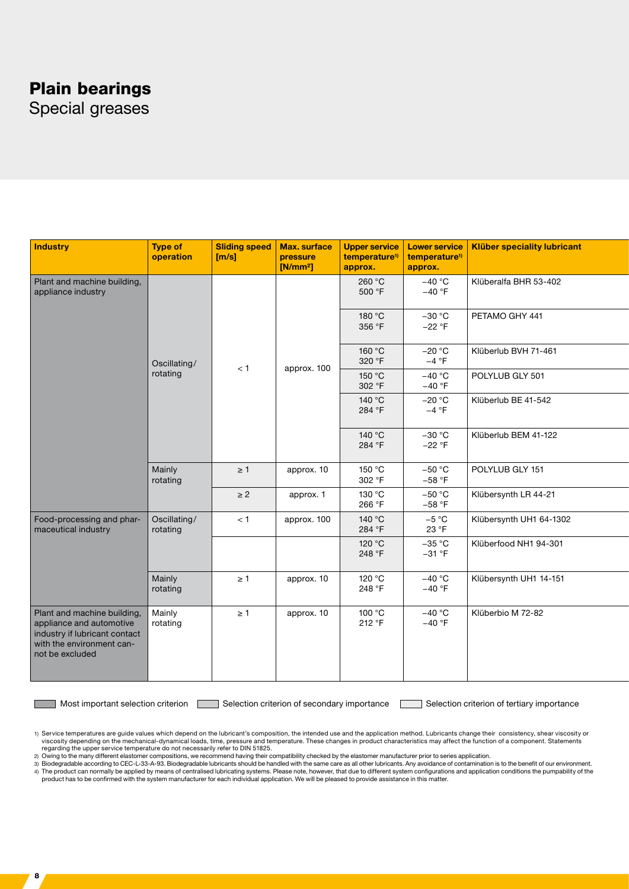# Plain bearings

Special greases

| Industry | Type of operation | Sliding speed [m/s] | Max. surface pressure [N/mm²] | Upper service temperature[1] approx. | Lower service temperature[1] approx. | Klüber speciality lubricant |
|---|---|---|---|---|---|---|
| Plant and machine building, appliance industry | Oscillating/ rotating | < 1 | approx. 100 | 260 °C 500 °F | −40 °C −40 °F | Klüberalfa BHR 53-402 |
| | | | | 180 °C 356 °F | −30 °C −22 °F | PETAMO GHY 441 |
| | | | | 160 °C 320 °F | −20 °C −4 °F | Klüberlub BVH 71-461 |
| | | | | 150 °C 302 °F | −40 °C −40 °F | POLYLUB GLY 501 |
| | | | | 140 °C 284 °F | −20 °C −4 °F | Klüberlub BE 41-542 |
| | | | | 140 °C 284 °F | −30 °C −22 °F | Klüberlub BEM 41-122 |
| | Mainly rotating | ≥ 1 | approx. 10 | 150 °C 302 °F | −50 °C −58 °F | POLYLUB GLY 151 |
| | | ≥ 2 | approx. 1 | 130 °C 266 °F | −50 °C −58 °F | Klübersynth LR 44-21 |
| Food-processing and pharmaceutical industry | Oscillating/ rotating | < 1 | approx. 100 | 140 °C 284 °F | −5 °C 23 °F | Klübersynth UH1 64-1302 |
| | | | | 120 °C 248 °F | −35 °C −31 °F | Klüberfood NH1 94-301 |
| | Mainly rotating | ≥ 1 | approx. 10 | 120 °C 248 °F | −40 °C −40 °F | Klübersynth UH1 14-151 |
| Plant and machine building, appliance and automotive industry if lubricant contact with the environment cannot be excluded | Mainly rotating | ≥ 1 | approx. 10 | 100 °C 212 °F | −40 °C −40 °F | Klüberbio M 72-82 |

Most important selection criterion | Selection criterion of secondary importance | Selection criterion of tertiary importance

1) Service temperatures are guide values which depend on the lubricant's composition, the intended use and the application method. Lubricants change their consistency, shear viscosity or viscosity depending on the mechanical-dynamical loads, time, pressure and temperature. These changes in product characteristics may affect the function of a component. Statements regarding the upper service temperature do not necessarily refer to DIN 51825.

2) Owing to the many different elastomer compositions, we recommend having their compatibility checked by the elastomer manufacturer prior to series application.

3) Biodegradable according to CEC-L-33-A-93. Biodegradable lubricants should be handled with the same care as all other lubricants. Any avoidance of contamination is to the benefit of our environment.

4) The product can normally be applied by means of centralised lubricating systems. Please note, however, that due to different system configurations and application conditions the pumpability of the product has to be confirmed with the system manufacturer for each individual application. We will be pleased to provide assistance in this matter.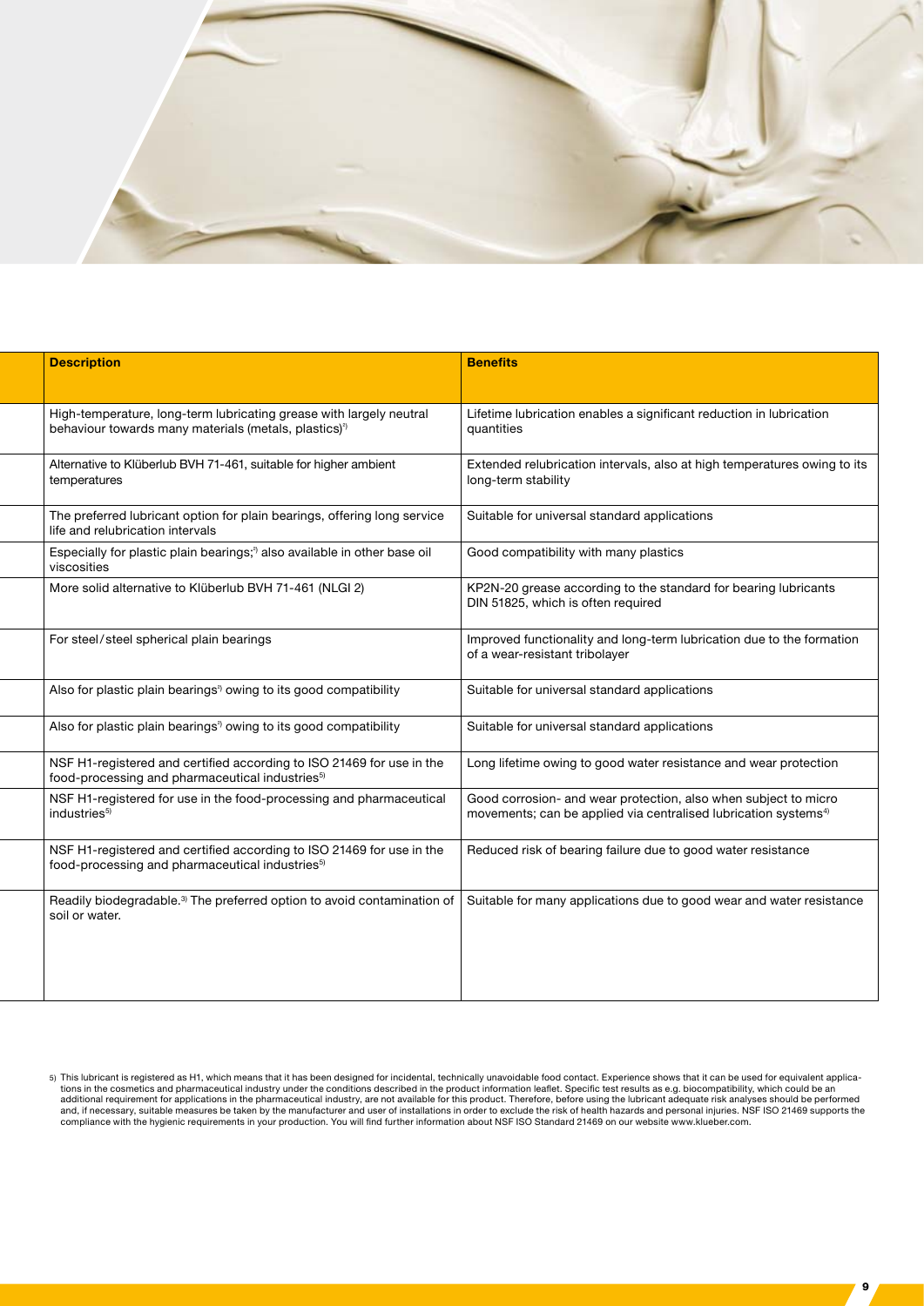| Description | Benefits |
|---|---|
| High-temperature, long-term lubricating grease with largely neutral behaviour towards many materials (metals, plastics)[1] | Lifetime lubrication enables a significant reduction in lubrication quantities |
| Alternative to Klüberlub BVH 71-461, suitable for higher ambient temperatures | Extended relubrication intervals, also at high temperatures owing to its long-term stability |
| The preferred lubricant option for plain bearings, offering long service life and relubrication intervals | Suitable for universal standard applications |
| Especially for plastic plain bearings;[1] also available in other base oil viscosities | Good compatibility with many plastics |
| More solid alternative to Klüberlub BVH 71-461 (NLGI 2) | KP2N-20 grease according to the standard for bearing lubricants DIN 51825, which is often required |
| For steel / steel spherical plain bearings | Improved functionality and long-term lubrication due to the formation of a wear-resistant tribolayer |
| Also for plastic plain bearings[1] owing to its good compatibility | Suitable for universal standard applications |
| Also for plastic plain bearings[1] owing to its good compatibility | Suitable for universal standard applications |
| NSF H1-registered and certified according to ISO 21469 for use in the food-processing and pharmaceutical industries[5] | Long lifetime owing to good water resistance and wear protection |
| NSF H1-registered for use in the food-processing and pharmaceutical industries[5] | Good corrosion- and wear protection, also when subject to micro movements; can be applied via centralised lubrication systems[4] |
| NSF H1-registered and certified according to ISO 21469 for use in the food-processing and pharmaceutical industries[5] | Reduced risk of bearing failure due to good water resistance |
| Readily biodegradable.[3] The preferred option to avoid contamination of soil or water. | Suitable for many applications due to good wear and water resistance |

5) This lubricant is registered as H1, which means that it has been designed for incidental, technically unavoidable food contact. Experience shows that it can be used for equivalent applications in the cosmetics and pharmaceutical industry under the conditions described in the product information leaflet. Specific test results as e.g. biocompatibility, which could be an additional requirement for applications in the pharmaceutical industry, are not available for this product. Therefore, before using the lubricant adequate risk analyses should be performed and, if necessary, suitable measures be taken by the manufacturer and user of installations in order to exclude the risk of health hazards and personal injuries. NSF ISO 21469 supports the compliance with the hygienic requirements in your production. You will find further information about NSF ISO Standard 21469 on our website www.klueber.com.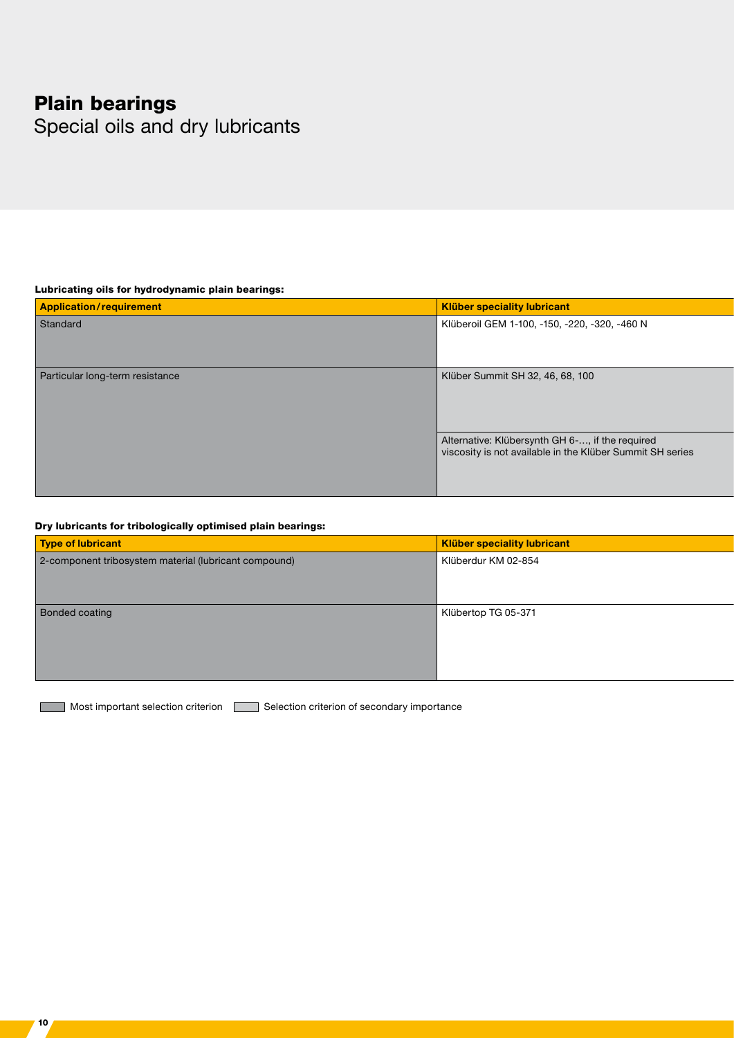# Plain bearings

## Special oils and dry lubricants

**Lubricating oils for hydrodynamic plain bearings:**

| Application/requirement | Klüber speciality lubricant |
|---|---|
| Standard | Klüberoil GEM 1-100, -150, -220, -320, -460 N |
| Particular long-term resistance | Klüber Summit SH 32, 46, 68, 100 |
| | Alternative: Klübersynth GH 6-…, if the required viscosity is not available in the Klüber Summit SH series |

**Dry lubricants for tribologically optimised plain bearings:**

| Type of lubricant | Klüber speciality lubricant |
|---|---|
| 2-component tribosystem material (lubricant compound) | Klüberdur KM 02-854 |
| Bonded coating | Klübertop TG 05-371 |

Most important selection criterion    Selection criterion of secondary importance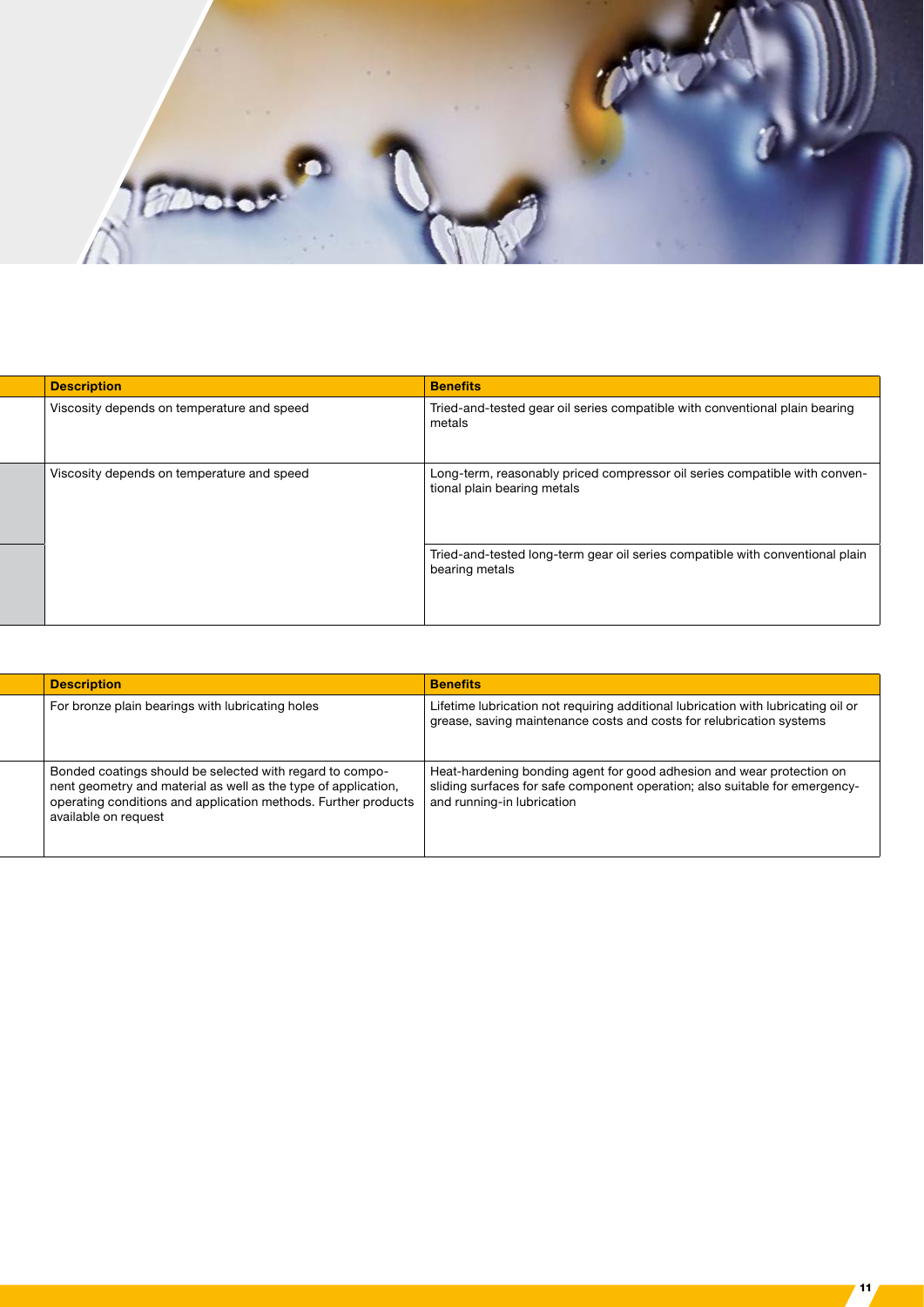| Description | Benefits |
|---|---|
| Viscosity depends on temperature and speed | Tried-and-tested gear oil series compatible with conventional plain bearing metals |
| Viscosity depends on temperature and speed | Long-term, reasonably priced compressor oil series compatible with conventional plain bearing metals |
| | Tried-and-tested long-term gear oil series compatible with conventional plain bearing metals |

| Description | Benefits |
|---|---|
| For bronze plain bearings with lubricating holes | Lifetime lubrication not requiring additional lubrication with lubricating oil or grease, saving maintenance costs and costs for relubrication systems |
| Bonded coatings should be selected with regard to component geometry and material as well as the type of application, operating conditions and application methods. Further products available on request | Heat-hardening bonding agent for good adhesion and wear protection on sliding surfaces for safe component operation; also suitable for emergency- and running-in lubrication |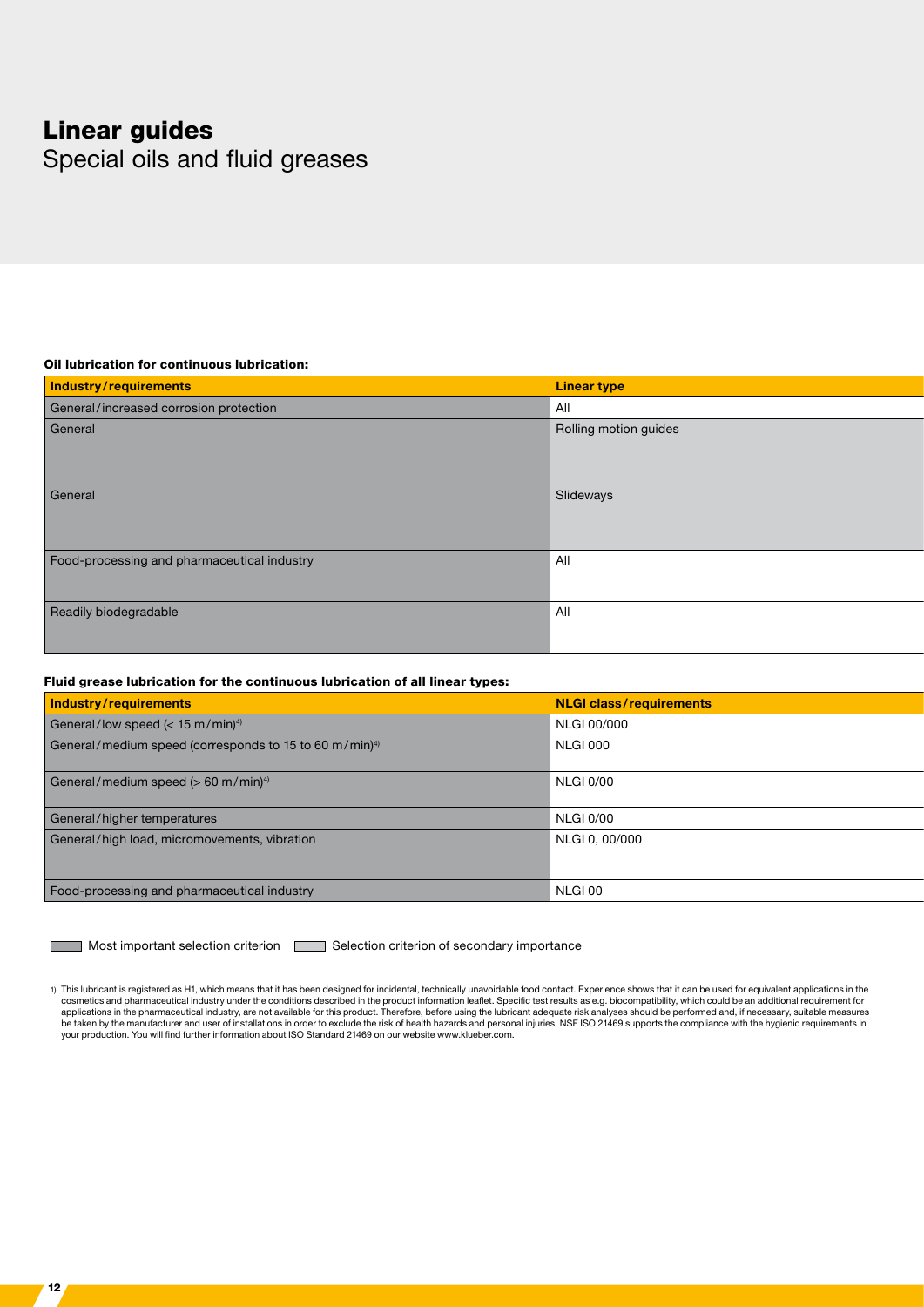# Linear guides

## Special oils and fluid greases

**Oil lubrication for continuous lubrication:**

| Industry/requirements | Linear type |
|---|---|
| General/increased corrosion protection | All |
| General | Rolling motion guides |
| General | Slideways |
| Food-processing and pharmaceutical industry | All |
| Readily biodegradable | All |

**Fluid grease lubrication for the continuous lubrication of all linear types:**

| Industry/requirements | NLGI class/requirements |
|---|---|
| General/low speed (< 15 m/min)[4] | NLGI 00/000 |
| General/medium speed (corresponds to 15 to 60 m/min)[4] | NLGI 000 |
| General/medium speed (> 60 m/min)[4] | NLGI 0/00 |
| General/higher temperatures | NLGI 0/00 |
| General/high load, micromovements, vibration | NLGI 0, 00/000 |
| Food-processing and pharmaceutical industry | NLGI 00 |

Most important selection criterion    Selection criterion of secondary importance

1) This lubricant is registered as H1, which means that it has been designed for incidental, technically unavoidable food contact. Experience shows that it can be used for equivalent applications in the cosmetics and pharmaceutical industry under the conditions described in the product information leaflet. Specific test results as e.g. biocompatibility, which could be an additional requirement for applications in the pharmaceutical industry, are not available for this product. Therefore, before using the lubricant adequate risk analyses should be performed and, if necessary, suitable measures be taken by the manufacturer and user of installations in order to exclude the risk of health hazards and personal injuries. NSF ISO 21469 supports the compliance with the hygienic requirements in your production. You will find further information about ISO Standard 21469 on our website www.klueber.com.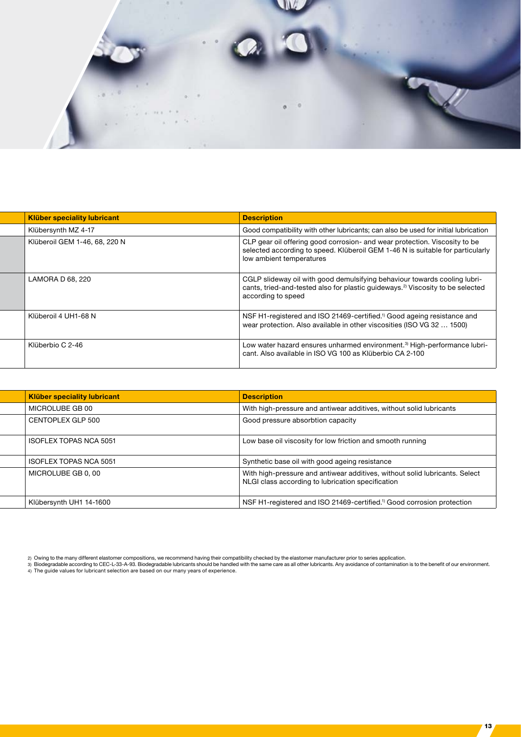| Klüber speciality lubricant | Description |
|---|---|
| Klübersynth MZ 4-17 | Good compatibility with other lubricants; can also be used for initial lubrication |
| Klüberoil GEM 1-46, 68, 220 N | CLP gear oil offering good corrosion- and wear protection. Viscosity to be selected according to speed. Klüberoil GEM 1-46 N is suitable for particularly low ambient temperatures |
| LAMORA D 68, 220 | CGLP slideway oil with good demulsifying behaviour towards cooling lubricants, tried-and-tested also for plastic guideways.[2] Viscosity to be selected according to speed |
| Klüberoil 4 UH1-68 N | NSF H1-registered and ISO 21469-certified.[1] Good ageing resistance and wear protection. Also available in other viscosities (ISO VG 32 … 1500) |
| Klüberbio C 2-46 | Low water hazard ensures unharmed environment.[3] High-performance lubricant. Also available in ISO VG 100 as Klüberbio CA 2-100 |

| Klüber speciality lubricant | Description |
|---|---|
| MICROLUBE GB 00 | With high-pressure and antiwear additives, without solid lubricants |
| CENTOPLEX GLP 500 | Good pressure absorbtion capacity |
| ISOFLEX TOPAS NCA 5051 | Low base oil viscosity for low friction and smooth running |
| ISOFLEX TOPAS NCA 5051 | Synthetic base oil with good ageing resistance |
| MICROLUBE GB 0, 00 | With high-pressure and antiwear additives, without solid lubricants. Select NLGI class according to lubrication specification |
| Klübersynth UH1 14-1600 | NSF H1-registered and ISO 21469-certified.[1] Good corrosion protection |

2) Owing to the many different elastomer compositions, we recommend having their compatibility checked by the elastomer manufacturer prior to series application.
3) Biodegradable according to CEC-L-33-A-93. Biodegradable lubricants should be handled with the same care as all other lubricants. Any avoidance of contamination is to the benefit of our environment.
4) The guide values for lubricant selection are based on our many years of experience.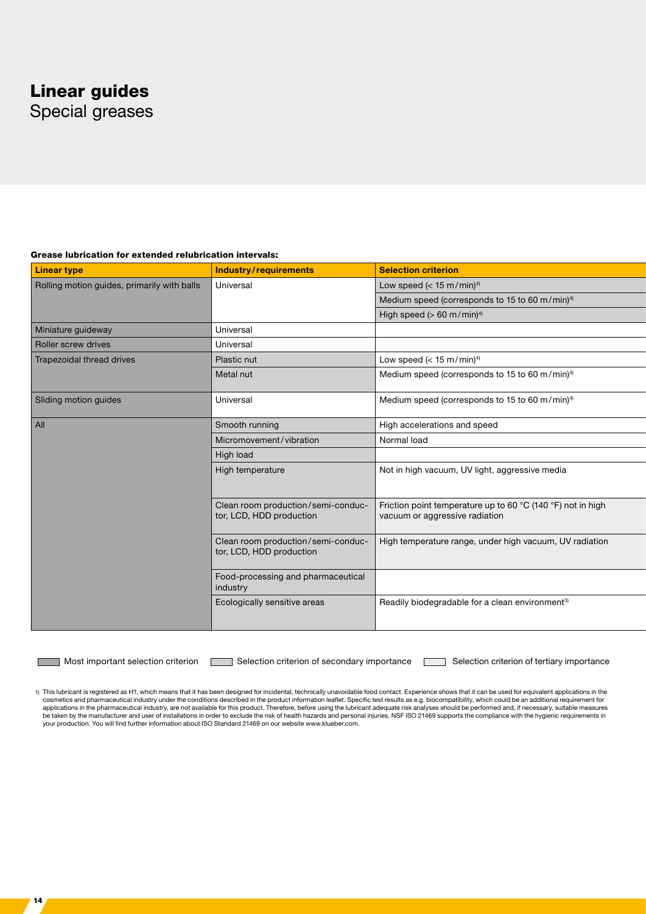# Linear guides

Special greases

**Grease lubrication for extended relubrication intervals:**

| Linear type | Industry/requirements | Selection criterion |
|---|---|---|
| Rolling motion guides, primarily with balls | Universal | Low speed (< 15 m/min)[4] |
| | | Medium speed (corresponds to 15 to 60 m/min)[4] |
| | | High speed (> 60 m/min)[4] |
| Miniature guideway | Universal | |
| Roller screw drives | Universal | |
| Trapezoidal thread drives | Plastic nut | Low speed (< 15 m/min)[4] |
| | Metal nut | Medium speed (corresponds to 15 to 60 m/min)[4] |
| Sliding motion guides | Universal | Medium speed (corresponds to 15 to 60 m/min)[4] |
| All | Smooth running | High accelerations and speed |
| | Micromovement/vibration | Normal load |
| | High load | |
| | High temperature | Not in high vacuum, UV light, aggressive media |
| | Clean room production/semi-conductor, LCD, HDD production | Friction point temperature up to 60 °C (140 °F) not in high vacuum or aggressive radiation |
| | Clean room production/semi-conductor, LCD, HDD production | High temperature range, under high vacuum, UV radiation |
| | Food-processing and pharmaceutical industry | |
| | Ecologically sensitive areas | Readily biodegradable for a clean environment[3] |

Most important selection criterion — Selection criterion of secondary importance — Selection criterion of tertiary importance

1) This lubricant is registered as H1, which means that it has been designed for incidental, technically unavoidable food contact. Experience shows that it can be used for equivalent applications in the cosmetics and pharmaceutical industry under the conditions described in the product information leaflet. Specific test results as e.g. biocompatibility, which could be an additional requirement for applications in the pharmaceutical industry, are not available for this product. Therefore, before using the lubricant adequate risk analyses should be performed and, if necessary, suitable measures be taken by the manufacturer and user of installations in order to exclude the risk of health hazards and personal injuries. NSF ISO 21469 supports the compliance with the hygienic requirements in your production. You will find further information about ISO Standard 21469 on our website www.klueber.com.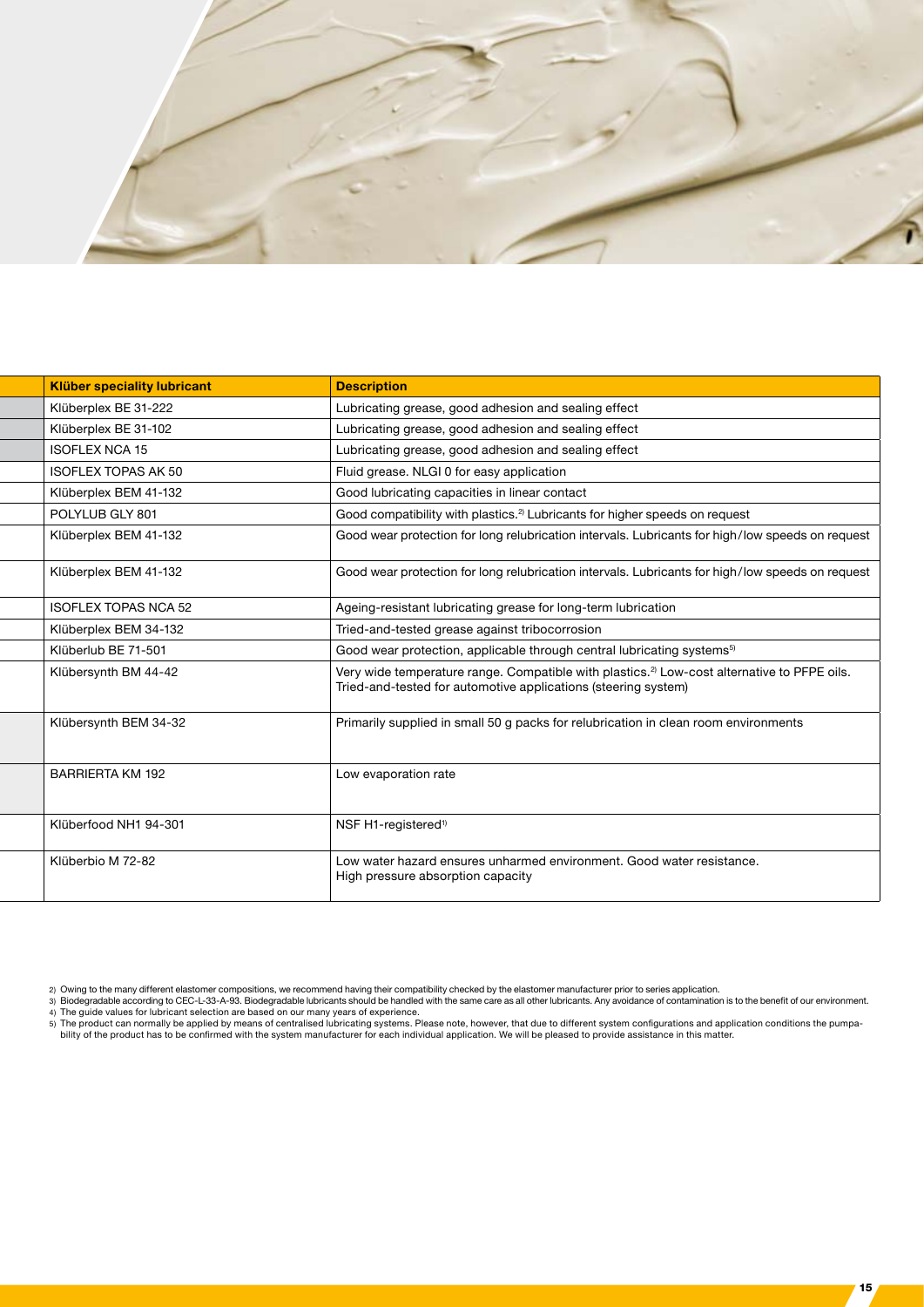| Klüber speciality lubricant | Description |
|---|---|
| Klüberplex BE 31-222 | Lubricating grease, good adhesion and sealing effect |
| Klüberplex BE 31-102 | Lubricating grease, good adhesion and sealing effect |
| ISOFLEX NCA 15 | Lubricating grease, good adhesion and sealing effect |
| ISOFLEX TOPAS AK 50 | Fluid grease. NLGI 0 for easy application |
| Klüberplex BEM 41-132 | Good lubricating capacities in linear contact |
| POLYLUB GLY 801 | Good compatibility with plastics.[2] Lubricants for higher speeds on request |
| Klüberplex BEM 41-132 | Good wear protection for long relubrication intervals. Lubricants for high/low speeds on request |
| Klüberplex BEM 41-132 | Good wear protection for long relubrication intervals. Lubricants for high/low speeds on request |
| ISOFLEX TOPAS NCA 52 | Ageing-resistant lubricating grease for long-term lubrication |
| Klüberplex BEM 34-132 | Tried-and-tested grease against tribocorrosion |
| Klüberlub BE 71-501 | Good wear protection, applicable through central lubricating systems[5] |
| Klübersynth BM 44-42 | Very wide temperature range. Compatible with plastics.[2] Low-cost alternative to PFPE oils. Tried-and-tested for automotive applications (steering system) |
| Klübersynth BEM 34-32 | Primarily supplied in small 50 g packs for relubrication in clean room environments |
| BARRIERTA KM 192 | Low evaporation rate |
| Klüberfood NH1 94-301 | NSF H1-registered[1] |
| Klüberbio M 72-82 | Low water hazard ensures unharmed environment. Good water resistance. High pressure absorption capacity |

2) Owing to the many different elastomer compositions, we recommend having their compatibility checked by the elastomer manufacturer prior to series application.
3) Biodegradable according to CEC-L-33-A-93. Biodegradable lubricants should be handled with the same care as all other lubricants. Any avoidance of contamination is to the benefit of our environment.
4) The guide values for lubricant selection are based on our many years of experience.
5) The product can normally be applied by means of centralised lubricating systems. Please note, however, that due to different system configurations and application conditions the pumpability of the product has to be confirmed with the system manufacturer for each individual application. We will be pleased to provide assistance in this matter.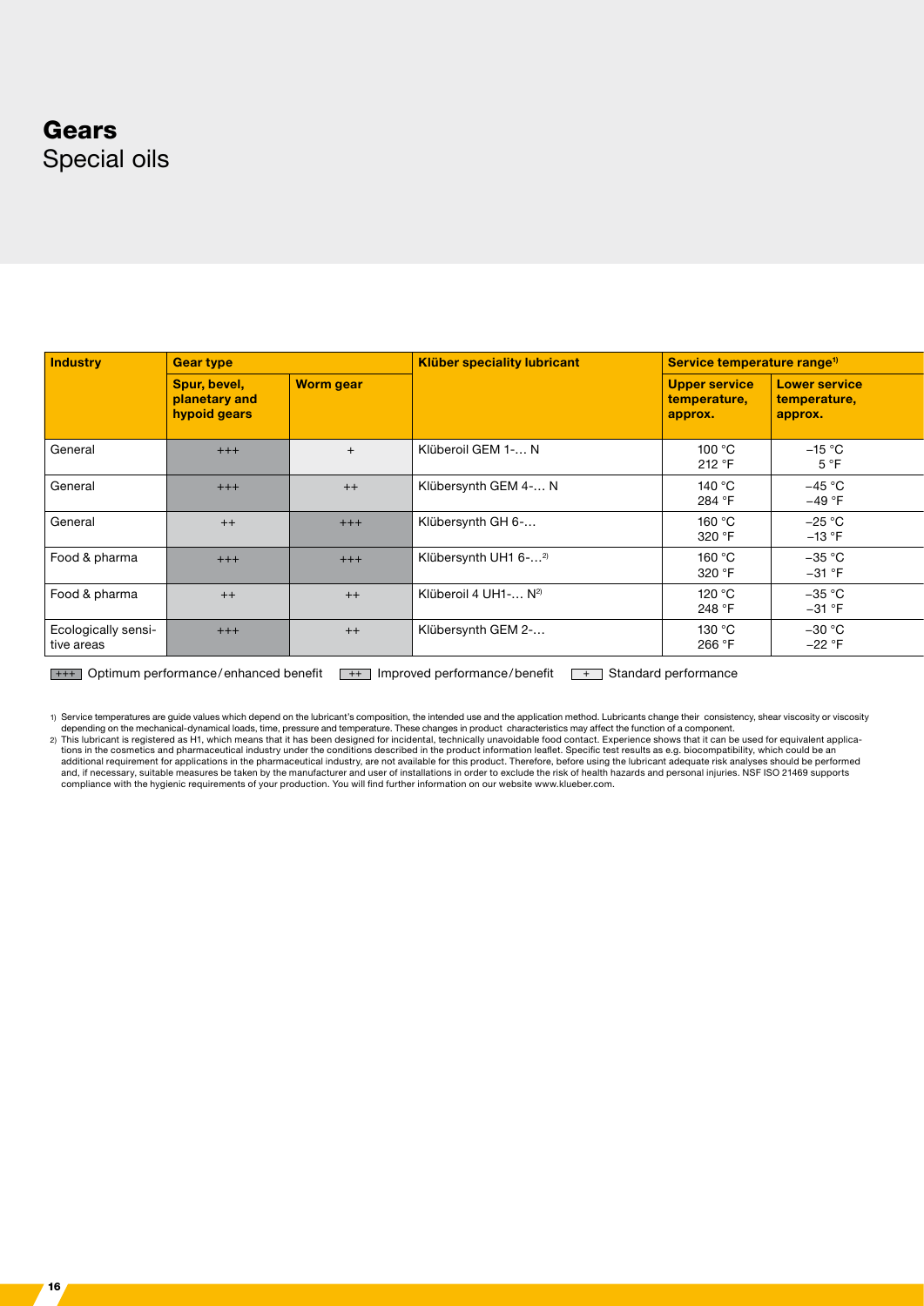# Gears
## Special oils

| Industry | Gear type | | Klüber speciality lubricant | Service temperature range[1] | |
|---|---|---|---|---|---|
| | Spur, bevel, planetary and hypoid gears | Worm gear | | Upper service temperature, approx. | Lower service temperature, approx. |
| General | +++ | + | Klüberoil GEM 1-… N | 100 °C<br>212 °F | −15 °C<br>5 °F |
| General | +++ | ++ | Klübersynth GEM 4-… N | 140 °C<br>284 °F | −45 °C<br>−49 °F |
| General | ++ | +++ | Klübersynth GH 6-… | 160 °C<br>320 °F | −25 °C<br>−13 °F |
| Food & pharma | +++ | +++ | Klübersynth UH1 6-…[2] | 160 °C<br>320 °F | −35 °C<br>−31 °F |
| Food & pharma | ++ | ++ | Klüberoil 4 UH1-… N[2] | 120 °C<br>248 °F | −35 °C<br>−31 °F |
| Ecologically sensitive areas | +++ | ++ | Klübersynth GEM 2-… | 130 °C<br>266 °F | −30 °C<br>−22 °F |

+++ Optimum performance/enhanced benefit ++ Improved performance/benefit + Standard performance

1) Service temperatures are guide values which depend on the lubricant's composition, the intended use and the application method. Lubricants change their consistency, shear viscosity or viscosity depending on the mechanical-dynamical loads, time, pressure and temperature. These changes in product characteristics may affect the function of a component.

2) This lubricant is registered as H1, which means that it has been designed for incidental, technically unavoidable food contact. Experience shows that it can be used for equivalent applications in the cosmetics and pharmaceutical industry under the conditions described in the product information leaflet. Specific test results as e.g. biocompatibility, which could be an additional requirement for applications in the pharmaceutical industry, are not available for this product. Therefore, before using the lubricant adequate risk analyses should be performed and, if necessary, suitable measures be taken by the manufacturer and user of installations in order to exclude the risk of health hazards and personal injuries. NSF ISO 21469 supports compliance with the hygienic requirements of your production. You will find further information on our website www.klueber.com.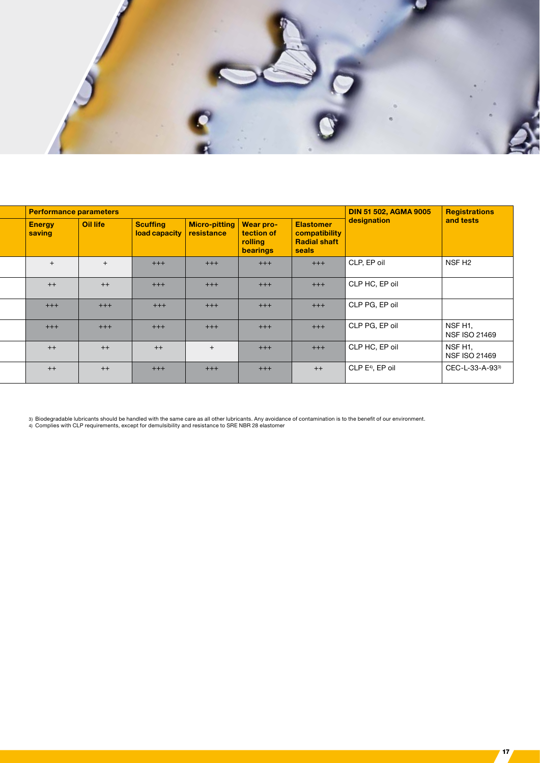| Performance parameters | | | | | | DIN 51 502, AGMA 9005 designation | Registrations and tests |
|---|---|---|---|---|---|---|---|
| **Energy saving** | **Oil life** | **Scuffing load capacity** | **Micro-pitting resistance** | **Wear protection of rolling bearings** | **Elastomer compatibility Radial shaft seals** | | |
| + | + | +++ | +++ | +++ | +++ | CLP, EP oil | NSF H2 |
| ++ | ++ | +++ | +++ | +++ | +++ | CLP HC, EP oil | |
| +++ | +++ | +++ | +++ | +++ | +++ | CLP PG, EP oil | |
| +++ | +++ | +++ | +++ | +++ | +++ | CLP PG, EP oil | NSF H1, NSF ISO 21469 |
| ++ | ++ | ++ | + | +++ | +++ | CLP HC, EP oil | NSF H1, NSF ISO 21469 |
| ++ | ++ | +++ | +++ | +++ | ++ | CLP E[4], EP oil | CEC-L-33-A-93[3] |

3) Biodegradable lubricants should be handled with the same care as all other lubricants. Any avoidance of contamination is to the benefit of our environment.
4) Complies with CLP requirements, except for demulsibility and resistance to SRE NBR 28 elastomer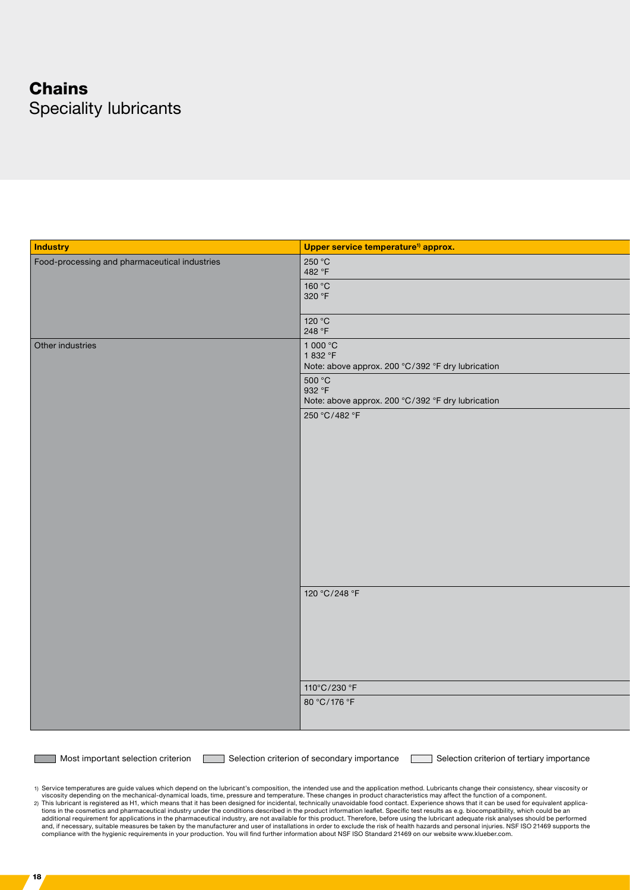# Chains
## Speciality lubricants

| Industry | Upper service temperature[1] approx. |
|---|---|
| Food-processing and pharmaceutical industries | 250 °C<br>482 °F |
| | 160 °C<br>320 °F |
| | 120 °C<br>248 °F |
| Other industries | 1 000 °C<br>1 832 °F<br>Note: above approx. 200 °C/392 °F dry lubrication |
| | 500 °C<br>932 °F<br>Note: above approx. 200 °C/392 °F dry lubrication |
| | 250 °C/482 °F |
| | 120 °C/248 °F |
| | 110°C/230 °F |
| | 80 °C/176 °F |

Most important selection criterion | Selection criterion of secondary importance | Selection criterion of tertiary importance

1) Service temperatures are guide values which depend on the lubricant's composition, the intended use and the application method. Lubricants change their consistency, shear viscosity or viscosity depending on the mechanical-dynamical loads, time, pressure and temperature. These changes in product characteristics may affect the function of a component.

2) This lubricant is registered as H1, which means that it has been designed for incidental, technically unavoidable food contact. Experience shows that it can be used for equivalent applications in the cosmetics and pharmaceutical industry under the conditions described in the product information leaflet. Specific test results as e.g. biocompatibility, which could be an additional requirement for applications in the pharmaceutical industry, are not available for this product. Therefore, before using the lubricant adequate risk analyses should be performed and, if necessary, suitable measures be taken by the manufacturer and user of installations in order to exclude the risk of health hazards and personal injuries. NSF ISO 21469 supports the compliance with the hygienic requirements in your production. You will find further information about NSF ISO Standard 21469 on our website www.klueber.com.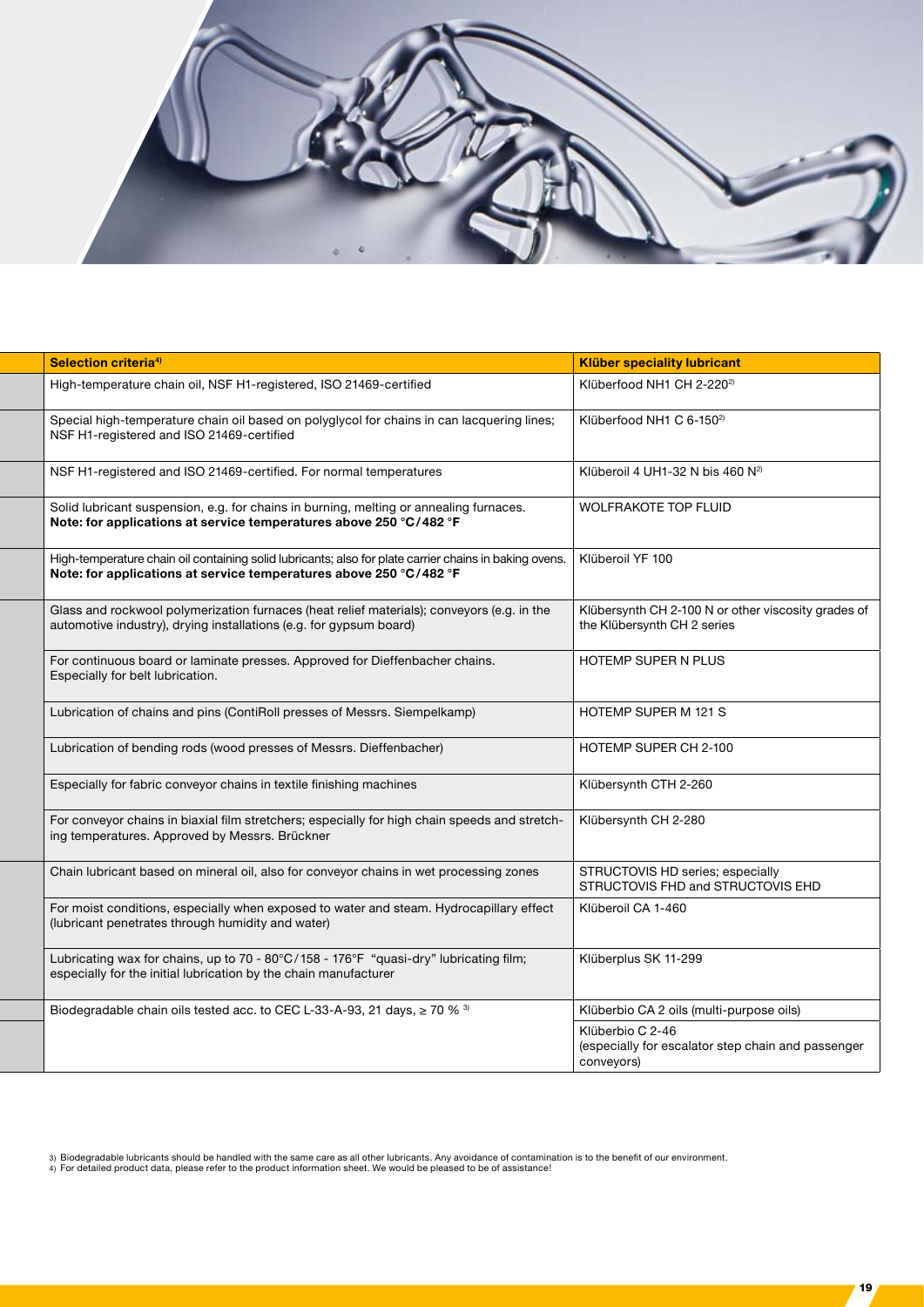| Selection criteria[4] | Klüber speciality lubricant |
|---|---|
| High-temperature chain oil, NSF H1-registered, ISO 21469-certified | Klüberfood NH1 CH 2-220[2] |
| Special high-temperature chain oil based on polyglycol for chains in can lacquering lines; NSF H1-registered and ISO 21469-certified | Klüberfood NH1 C 6-150[2] |
| NSF H1-registered and ISO 21469-certified. For normal temperatures | Klüberoil 4 UH1-32 N bis 460 N[2] |
| Solid lubricant suspension, e.g. for chains in burning, melting or annealing furnaces. **Note: for applications at service temperatures above 250 °C/482 °F** | WOLFRAKOTE TOP FLUID |
| High-temperature chain oil containing solid lubricants; also for plate carrier chains in baking ovens. **Note: for applications at service temperatures above 250 °C/482 °F** | Klüberoil YF 100 |
| Glass and rockwool polymerization furnaces (heat relief materials); conveyors (e.g. in the automotive industry), drying installations (e.g. for gypsum board) | Klübersynth CH 2-100 N or other viscosity grades of the Klübersynth CH 2 series |
| For continuous board or laminate presses. Approved for Dieffenbacher chains. Especially for belt lubrication. | HOTEMP SUPER N PLUS |
| Lubrication of chains and pins (ContiRoll presses of Messrs. Siempelkamp) | HOTEMP SUPER M 121 S |
| Lubrication of bending rods (wood presses of Messrs. Dieffenbacher) | HOTEMP SUPER CH 2-100 |
| Especially for fabric conveyor chains in textile finishing machines | Klübersynth CTH 2-260 |
| For conveyor chains in biaxial film stretchers; especially for high chain speeds and stretching temperatures. Approved by Messrs. Brückner | Klübersynth CH 2-280 |
| Chain lubricant based on mineral oil, also for conveyor chains in wet processing zones | STRUCTOVIS HD series; especially STRUCTOVIS FHD and STRUCTOVIS EHD |
| For moist conditions, especially when exposed to water and steam. Hydrocapillary effect (lubricant penetrates through humidity and water) | Klüberoil CA 1-460 |
| Lubricating wax for chains, up to 70 - 80°C/158 - 176°F "quasi-dry" lubricating film; especially for the initial lubrication by the chain manufacturer | Klüberplus SK 11-299 |
| Biodegradable chain oils tested acc. to CEC L-33-A-93, 21 days, ≥ 70 % [3] | Klüberbio CA 2 oils (multi-purpose oils) |
| | Klüberbio C 2-46 (especially for escalator step chain and passenger conveyors) |

3) Biodegradable lubricants should be handled with the same care as all other lubricants. Any avoidance of contamination is to the benefit of our environment.
4) For detailed product data, please refer to the product information sheet. We would be pleased to be of assistance!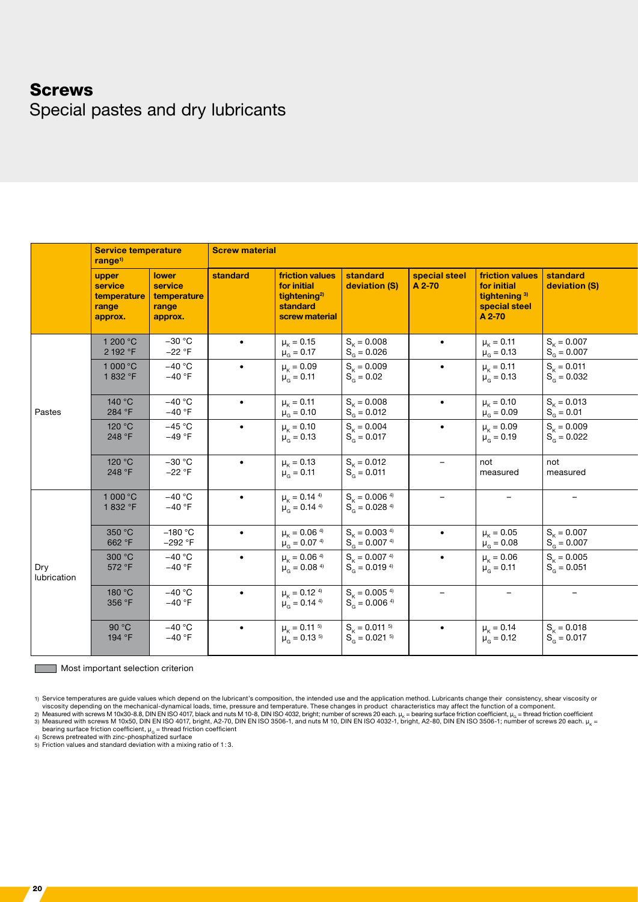# Screws

## Special pastes and dry lubricants

| | Service temperature range[1] | | Screw material | | | | | |
|---|---|---|---|---|---|---|---|---|
| | upper service temperature range approx. | lower service temperature range approx. | standard | friction values for initial tightening[2] standard screw material | standard deviation (S) | special steel A 2-70 | friction values for initial tightening [3] special steel A 2-70 | standard deviation (S) |
| Pastes | 1 200 °C<br>2 192 °F | −30 °C<br>−22 °F | • | $\mu_K = 0.15$<br>$\mu_G = 0.17$ | $S_K = 0.008$<br>$S_G = 0.026$ | • | $\mu_K = 0.11$<br>$\mu_G = 0.13$ | $S_K = 0.007$<br>$S_G = 0.007$ |
| | 1 000 °C<br>1 832 °F | −40 °C<br>−40 °F | • | $\mu_K = 0.09$<br>$\mu_G = 0.11$ | $S_K = 0.009$<br>$S_G = 0.02$ | • | $\mu_K = 0.11$<br>$\mu_G = 0.13$ | $S_K = 0.011$<br>$S_G = 0.032$ |
| | 140 °C<br>284 °F | −40 °C<br>−40 °F | • | $\mu_K = 0.11$<br>$\mu_G = 0.10$ | $S_K = 0.008$<br>$S_G = 0.012$ | • | $\mu_K = 0.10$<br>$\mu_G = 0.09$ | $S_K = 0.013$<br>$S_G = 0.01$ |
| | 120 °C<br>248 °F | −45 °C<br>−49 °F | • | $\mu_K = 0.10$<br>$\mu_G = 0.13$ | $S_K = 0.004$<br>$S_G = 0.017$ | • | $\mu_K = 0.09$<br>$\mu_G = 0.19$ | $S_K = 0.009$<br>$S_G = 0.022$ |
| | 120 °C<br>248 °F | −30 °C<br>−22 °F | • | $\mu_K = 0.13$<br>$\mu_G = 0.11$ | $S_K = 0.012$<br>$S_G = 0.011$ | – | not measured | not measured |
| Dry lubrication | 1 000 °C<br>1 832 °F | −40 °C<br>−40 °F | • | $\mu_K = 0.14$ [4]<br>$\mu_G = 0.14$ [4] | $S_K = 0.006$ [4]<br>$S_G = 0.028$ [4] | – | – | – |
| | 350 °C<br>662 °F | −180 °C<br>−292 °F | • | $\mu_K = 0.06$ [4]<br>$\mu_G = 0.07$ [4] | $S_K = 0.003$ [4]<br>$S_G = 0.007$ [4] | • | $\mu_K = 0.05$<br>$\mu_G = 0.08$ | $S_K = 0.007$<br>$S_G = 0.007$ |
| | 300 °C<br>572 °F | −40 °C<br>−40 °F | • | $\mu_K = 0.06$ [4]<br>$\mu_G = 0.08$ [4] | $S_K = 0.007$ [4]<br>$S_G = 0.019$ [4] | • | $\mu_K = 0.06$<br>$\mu_G = 0.11$ | $S_K = 0.005$<br>$S_G = 0.051$ |
| | 180 °C<br>356 °F | −40 °C<br>−40 °F | • | $\mu_K = 0.12$ [4]<br>$\mu_G = 0.14$ [4] | $S_K = 0.005$ [4]<br>$S_G = 0.006$ [4] | – | – | – |
| | 90 °C<br>194 °F | −40 °C<br>−40 °F | • | $\mu_K = 0.11$ [5]<br>$\mu_G = 0.13$ [5] | $S_K = 0.011$ [5]<br>$S_G = 0.021$ [5] | • | $\mu_K = 0.14$<br>$\mu_G = 0.12$ | $S_K = 0.018$<br>$S_G = 0.017$ |

Most important selection criterion

1) Service temperatures are guide values which depend on the lubricant's composition, the intended use and the application method. Lubricants change their consistency, shear viscosity or viscosity depending on the mechanical-dynamical loads, time, pressure and temperature. These changes in product characteristics may affect the function of a component.
2) Measured with screws M 10x30-8.8, DIN EN ISO 4017, black and nuts M 10-8, DIN ISO 4032, bright; number of screws 20 each. $\mu_K$ = bearing surface friction coefficient, $\mu_G$ = thread friction coefficient
3) Measured with screws M 10x50, DIN EN ISO 4017, bright, A2-70, DIN EN ISO 3506-1, and nuts M 10, DIN EN ISO 4032-1, bright, A2-80, DIN EN ISO 3506-1; number of screws 20 each. $\mu_K$ = bearing surface friction coefficient, $\mu_G$ = thread friction coefficient
4) Screws pretreated with zinc-phosphatized surface
5) Friction values and standard deviation with a mixing ratio of 1 : 3.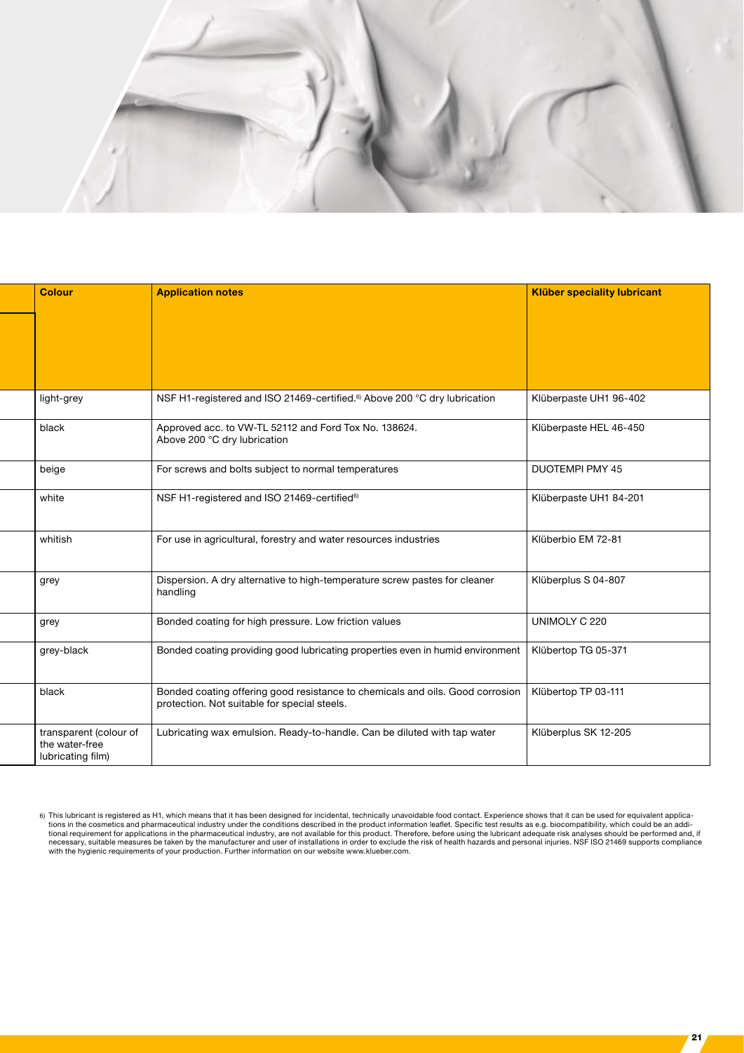| Colour | Application notes | Klüber speciality lubricant |
|---|---|---|
| light-grey | NSF H1-registered and ISO 21469-certified.[6] Above 200 °C dry lubrication | Klüberpaste UH1 96-402 |
| black | Approved acc. to VW-TL 52112 and Ford Tox No. 138624. Above 200 °C dry lubrication | Klüberpaste HEL 46-450 |
| beige | For screws and bolts subject to normal temperatures | DUOTEMPI PMY 45 |
| white | NSF H1-registered and ISO 21469-certified[6] | Klüberpaste UH1 84-201 |
| whitish | For use in agricultural, forestry and water resources industries | Klüberbio EM 72-81 |
| grey | Dispersion. A dry alternative to high-temperature screw pastes for cleaner handling | Klüberplus S 04-807 |
| grey | Bonded coating for high pressure. Low friction values | UNIMOLY C 220 |
| grey-black | Bonded coating providing good lubricating properties even in humid environment | Klübertop TG 05-371 |
| black | Bonded coating offering good resistance to chemicals and oils. Good corrosion protection. Not suitable for special steels. | Klübertop TP 03-111 |
| transparent (colour of the water-free lubricating film) | Lubricating wax emulsion. Ready-to-handle. Can be diluted with tap water | Klüberplus SK 12-205 |

6) This lubricant is registered as H1, which means that it has been designed for incidental, technically unavoidable food contact. Experience shows that it can be used for equivalent applications in the cosmetics and pharmaceutical industry under the conditions described in the product information leaflet. Specific test results as e.g. biocompatibility, which could be an additional requirement for applications in the pharmaceutical industry, are not available for this product. Therefore, before using the lubricant adequate risk analyses should be performed and, if necessary, suitable measures be taken by the manufacturer and user of installations in order to exclude the risk of health hazards and personal injuries. NSF ISO 21469 supports compliance with the hygienic requirements of your production. Further information on our website www.klueber.com.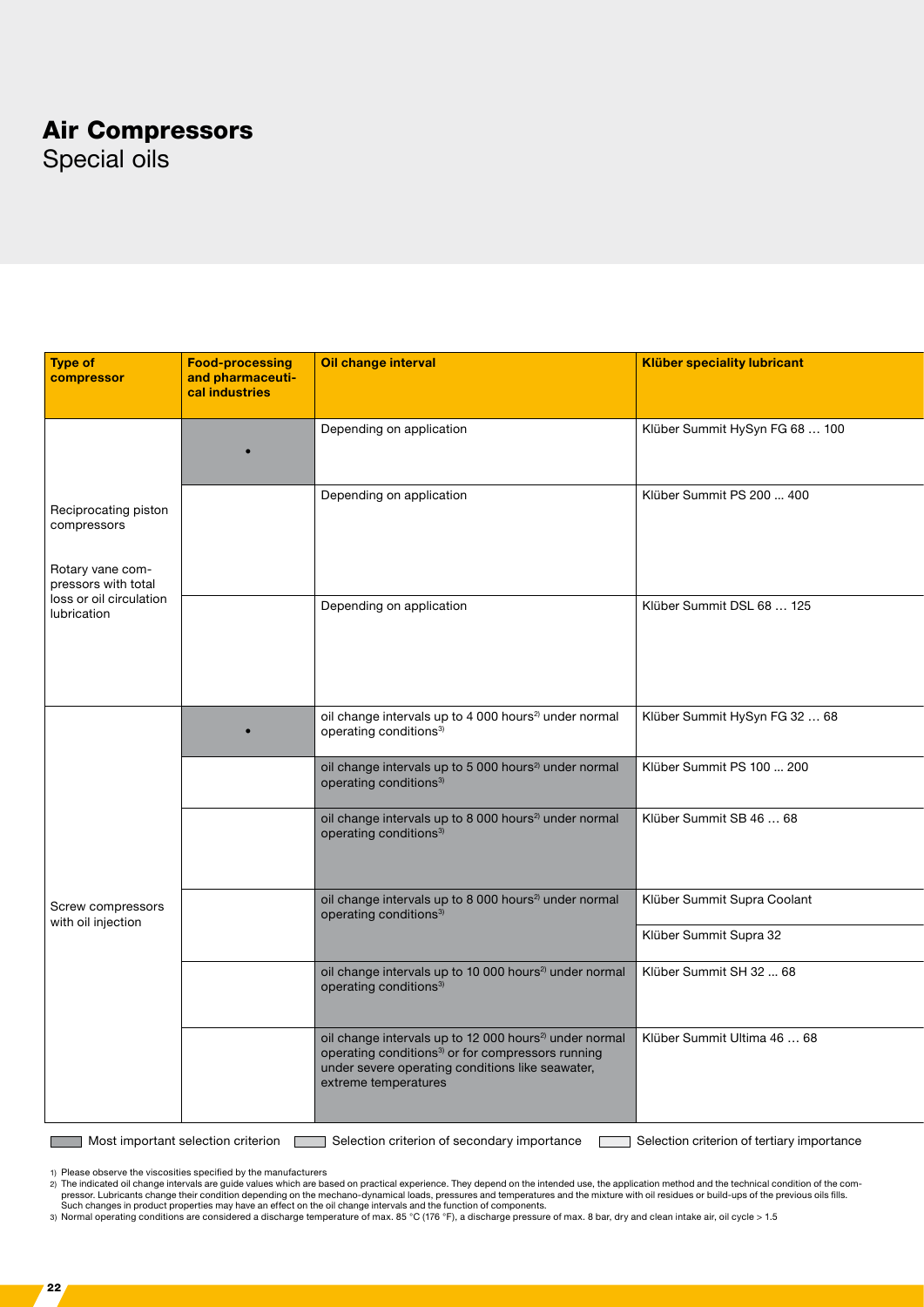# Air Compressors
Special oils

| Type of compressor | Food-processing and pharmaceutical industries | Oil change interval | Klüber speciality lubricant |
|---|---|---|---|
| Reciprocating piston compressors<br><br>Rotary vane compressors with total loss or oil circulation lubrication | • | Depending on application | Klüber Summit HySyn FG 68 … 100 |
| | | Depending on application | Klüber Summit PS 200 ... 400 |
| | | Depending on application | Klüber Summit DSL 68 … 125 |
| Screw compressors with oil injection | • | oil change intervals up to 4 000 hours[2] under normal operating conditions[3] | Klüber Summit HySyn FG 32 … 68 |
| | | oil change intervals up to 5 000 hours[2] under normal operating conditions[3] | Klüber Summit PS 100 ... 200 |
| | | oil change intervals up to 8 000 hours[2] under normal operating conditions[3] | Klüber Summit SB 46 … 68 |
| | | oil change intervals up to 8 000 hours[2] under normal operating conditions[3] | Klüber Summit Supra Coolant |
| | | | Klüber Summit Supra 32 |
| | | oil change intervals up to 10 000 hours[2] under normal operating conditions[3] | Klüber Summit SH 32 ... 68 |
| | | oil change intervals up to 12 000 hours[2] under normal operating conditions[3] or for compressors running under severe operating conditions like seawater, extreme temperatures | Klüber Summit Ultima 46 … 68 |

Most important selection criterion | Selection criterion of secondary importance | Selection criterion of tertiary importance

1) Please observe the viscosities specified by the manufacturers
2) The indicated oil change intervals are guide values which are based on practical experience. They depend on the intended use, the application method and the technical condition of the compressor. Lubricants change their condition depending on the mechano-dynamical loads, pressures and temperatures and the mixture with oil residues or build-ups of the previous oils fills. Such changes in product properties may have an effect on the oil change intervals and the function of components.
3) Normal operating conditions are considered a discharge temperature of max. 85 °C (176 °F), a discharge pressure of max. 8 bar, dry and clean intake air, oil cycle > 1.5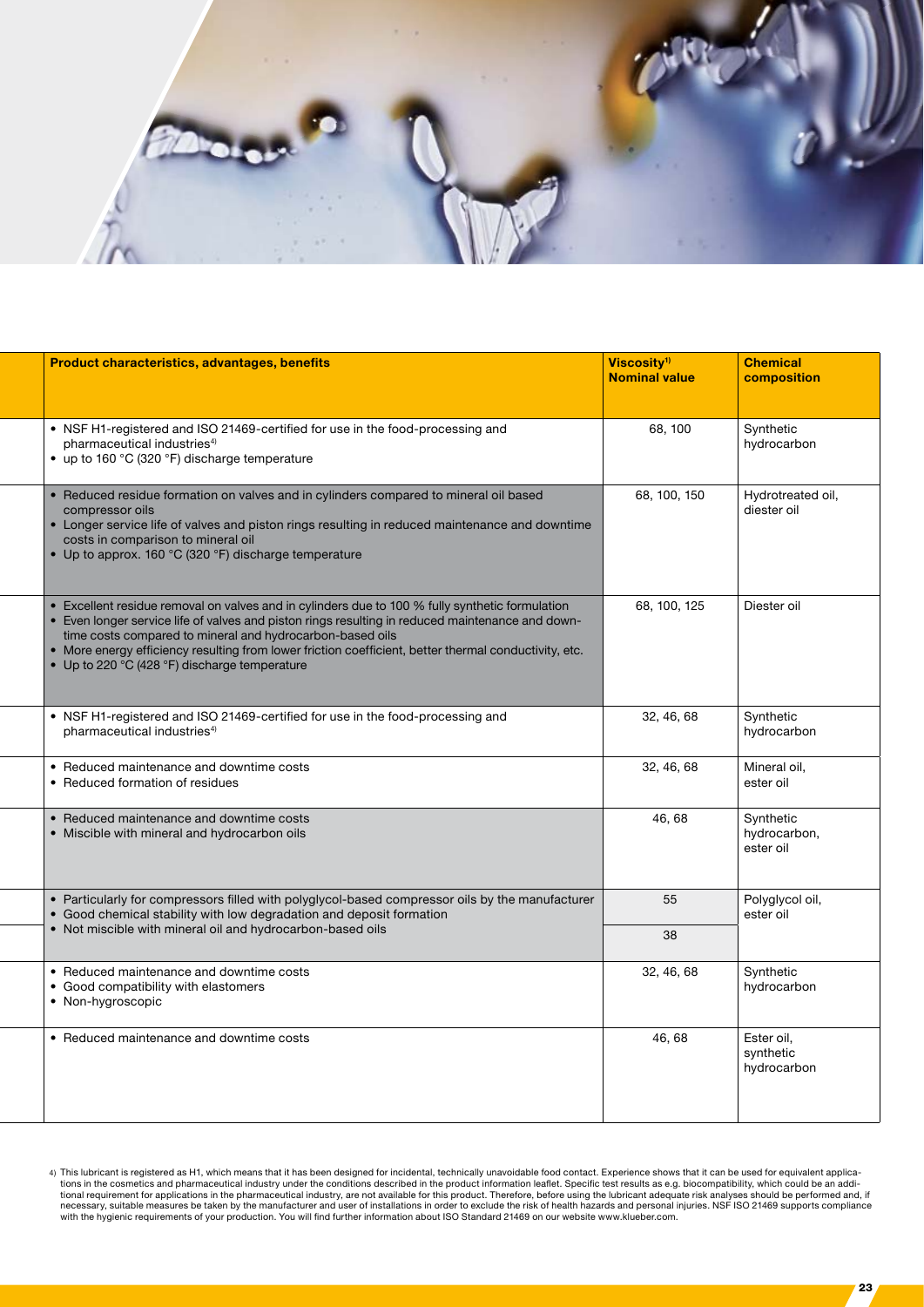| Product characteristics, advantages, benefits | Viscosity[1) ] Nominal value | Chemical composition |
|---|---|---|
| • NSF H1-registered and ISO 21469-certified for use in the food-processing and pharmaceutical industries[4)]<br>• up to 160 °C (320 °F) discharge temperature | 68, 100 | Synthetic hydrocarbon |
| • Reduced residue formation on valves and in cylinders compared to mineral oil based compressor oils<br>• Longer service life of valves and piston rings resulting in reduced maintenance and downtime costs in comparison to mineral oil<br>• Up to approx. 160 °C (320 °F) discharge temperature | 68, 100, 150 | Hydrotreated oil, diester oil |
| • Excellent residue removal on valves and in cylinders due to 100 % fully synthetic formulation<br>• Even longer service life of valves and piston rings resulting in reduced maintenance and downtime costs compared to mineral and hydrocarbon-based oils<br>• More energy efficiency resulting from lower friction coefficient, better thermal conductivity, etc.<br>• Up to 220 °C (428 °F) discharge temperature | 68, 100, 125 | Diester oil |
| • NSF H1-registered and ISO 21469-certified for use in the food-processing and pharmaceutical industries[4)] | 32, 46, 68 | Synthetic hydrocarbon |
| • Reduced maintenance and downtime costs<br>• Reduced formation of residues | 32, 46, 68 | Mineral oil, ester oil |
| • Reduced maintenance and downtime costs<br>• Miscible with mineral and hydrocarbon oils | 46, 68 | Synthetic hydrocarbon, ester oil |
| • Particularly for compressors filled with polyglycol-based compressor oils by the manufacturer<br>• Good chemical stability with low degradation and deposit formation<br>• Not miscible with mineral oil and hydrocarbon-based oils | 55<br>38 | Polyglycol oil, ester oil |
| • Reduced maintenance and downtime costs<br>• Good compatibility with elastomers<br>• Non-hygroscopic | 32, 46, 68 | Synthetic hydrocarbon |
| • Reduced maintenance and downtime costs | 46, 68 | Ester oil, synthetic hydrocarbon |

4) This lubricant is registered as H1, which means that it has been designed for incidental, technically unavoidable food contact. Experience shows that it can be used for equivalent applications in the cosmetics and pharmaceutical industry under the conditions described in the product information leaflet. Specific test results as e.g. biocompatibility, which could be an additional requirement for applications in the pharmaceutical industry, are not available for this product. Therefore, before using the lubricant adequate risk analyses should be performed and, if necessary, suitable measures be taken by the manufacturer and user of installations in order to exclude the risk of health hazards and personal injuries. NSF ISO 21469 supports compliance with the hygienic requirements of your production. You will find further information about ISO Standard 21469 on our website www.klueber.com.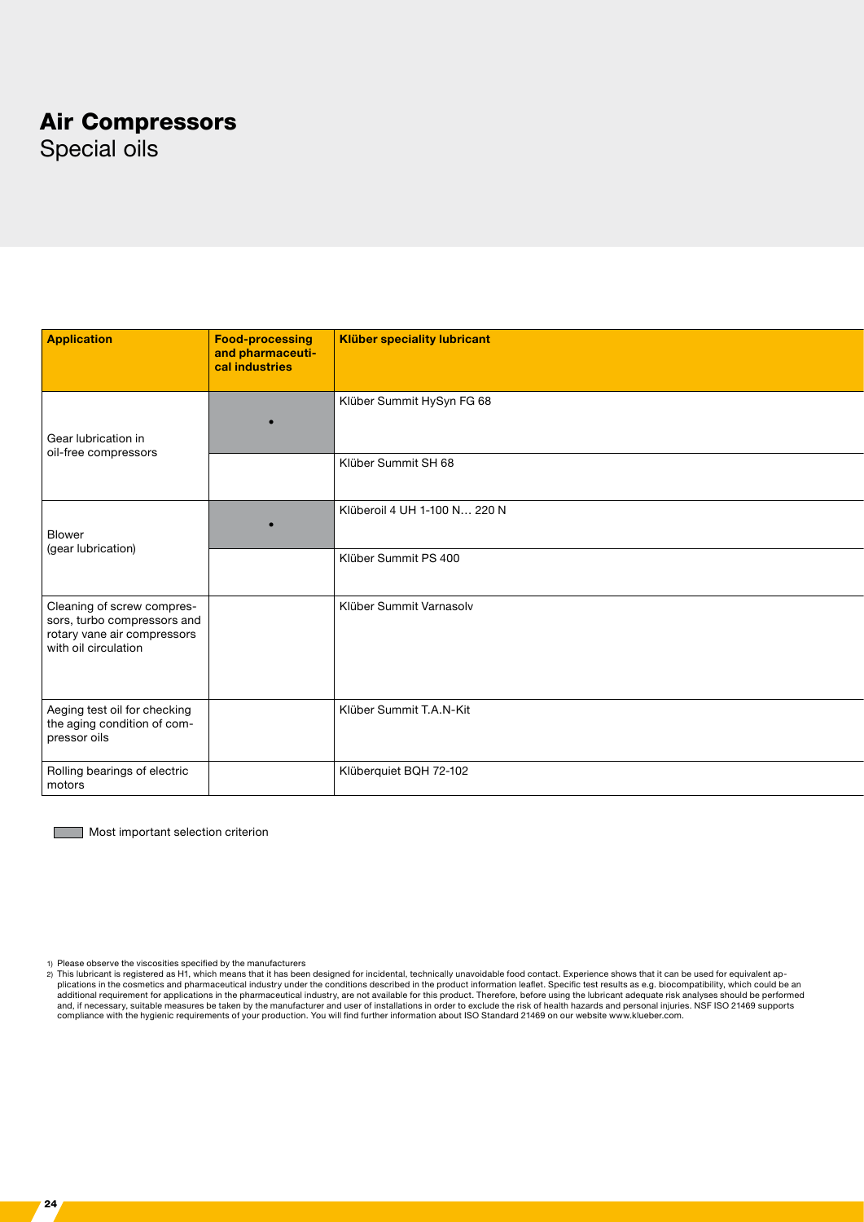# Air Compressors
## Special oils

| Application | Food-processing and pharmaceutical industries | Klüber speciality lubricant |
|---|---|---|
| Gear lubrication in oil-free compressors | • | Klüber Summit HySyn FG 68 |
| | | Klüber Summit SH 68 |
| Blower (gear lubrication) | • | Klüberoil 4 UH 1-100 N… 220 N |
| | | Klüber Summit PS 400 |
| Cleaning of screw compressors, turbo compressors and rotary vane air compressors with oil circulation | | Klüber Summit Varnasolv |
| Aeging test oil for checking the aging condition of compressor oils | | Klüber Summit T.A.N-Kit |
| Rolling bearings of electric motors | | Klüberquiet BQH 72-102 |

Most important selection criterion

1) Please observe the viscosities specified by the manufacturers

2) This lubricant is registered as H1, which means that it has been designed for incidental, technically unavoidable food contact. Experience shows that it can be used for equivalent applications in the cosmetics and pharmaceutical industry under the conditions described in the product information leaflet. Specific test results as e.g. biocompatibility, which could be an additional requirement for applications in the pharmaceutical industry, are not available for this product. Therefore, before using the lubricant adequate risk analyses should be performed and, if necessary, suitable measures be taken by the manufacturer and user of installations in order to exclude the risk of health hazards and personal injuries. NSF ISO 21469 supports compliance with the hygienic requirements of your production. You will find further information about ISO Standard 21469 on our website www.klueber.com.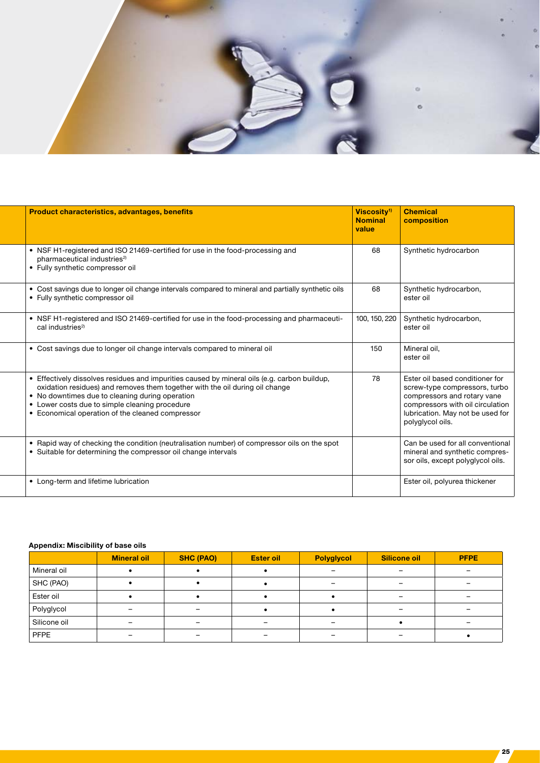| Product characteristics, advantages, benefits | Viscosity[1) ] Nominal value | Chemical composition |
|---|---|---|
| • NSF H1-registered and ISO 21469-certified for use in the food-processing and pharmaceutical industries[2)] <br> • Fully synthetic compressor oil | 68 | Synthetic hydrocarbon |
| • Cost savings due to longer oil change intervals compared to mineral and partially synthetic oils <br> • Fully synthetic compressor oil | 68 | Synthetic hydrocarbon, ester oil |
| • NSF H1-registered and ISO 21469-certified for use in the food-processing and pharmaceutical industries[2)] | 100, 150, 220 | Synthetic hydrocarbon, ester oil |
| • Cost savings due to longer oil change intervals compared to mineral oil | 150 | Mineral oil, ester oil |
| • Effectively dissolves residues and impurities caused by mineral oils (e.g. carbon buildup, oxidation residues) and removes them together with the oil during oil change <br> • No downtimes due to cleaning during operation <br> • Lower costs due to simple cleaning procedure <br> • Economical operation of the cleaned compressor | 78 | Ester oil based conditioner for screw-type compressors, turbo compressors and rotary vane compressors with oil circulation lubrication. May not be used for polyglycol oils. |
| • Rapid way of checking the condition (neutralisation number) of compressor oils on the spot <br> • Suitable for determining the compressor oil change intervals | | Can be used for all conventional mineral and synthetic compressor oils, except polyglycol oils. |
| • Long-term and lifetime lubrication | | Ester oil, polyurea thickener |

**Appendix: Miscibility of base oils**

| | Mineral oil | SHC (PAO) | Ester oil | Polyglycol | Silicone oil | PFPE |
|---|---|---|---|---|---|---|
| Mineral oil | • | • | • | – | – | – |
| SHC (PAO) | • | • | • | – | – | – |
| Ester oil | • | • | • | • | – | – |
| Polyglycol | – | – | • | • | – | – |
| Silicone oil | – | – | – | – | • | – |
| PFPE | – | – | – | – | – | • |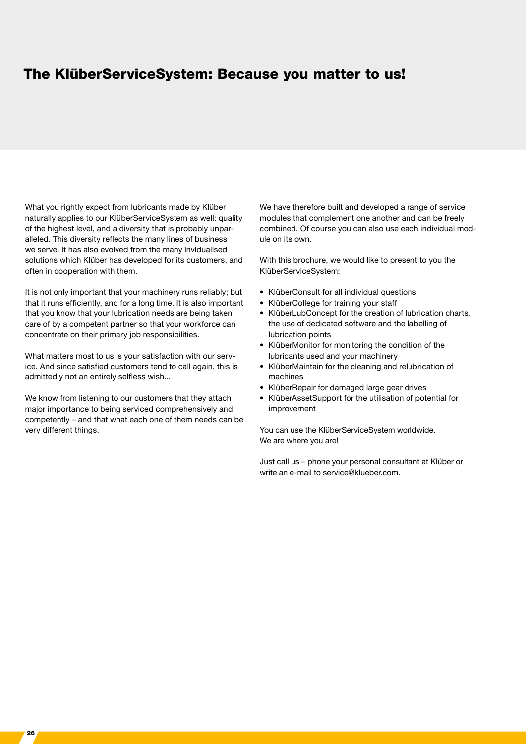# The KlüberServiceSystem: Because you matter to us!

What you rightly expect from lubricants made by Klüber naturally applies to our KlüberServiceSystem as well: quality of the highest level, and a diversity that is probably unparalleled. This diversity reflects the many lines of business we serve. It has also evolved from the many invidualised solutions which Klüber has developed for its customers, and often in cooperation with them.

It is not only important that your machinery runs reliably; but that it runs efficiently, and for a long time. It is also important that you know that your lubrication needs are being taken care of by a competent partner so that your workforce can concentrate on their primary job responsibilities.

What matters most to us is your satisfaction with our service. And since satisfied customers tend to call again, this is admittedly not an entirely selfless wish...

We know from listening to our customers that they attach major importance to being serviced comprehensively and competently – and that what each one of them needs can be very different things.

We have therefore built and developed a range of service modules that complement one another and can be freely combined. Of course you can also use each individual module on its own.

With this brochure, we would like to present to you the KlüberServiceSystem:

- KlüberConsult for all individual questions
- KlüberCollege for training your staff
- KlüberLubConcept for the creation of lubrication charts, the use of dedicated software and the labelling of lubrication points
- KlüberMonitor for monitoring the condition of the lubricants used and your machinery
- KlüberMaintain for the cleaning and relubrication of machines
- KlüberRepair for damaged large gear drives
- KlüberAssetSupport for the utilisation of potential for improvement

You can use the KlüberServiceSystem worldwide.
We are where you are!

Just call us – phone your personal consultant at Klüber or write an e-mail to service@klueber.com.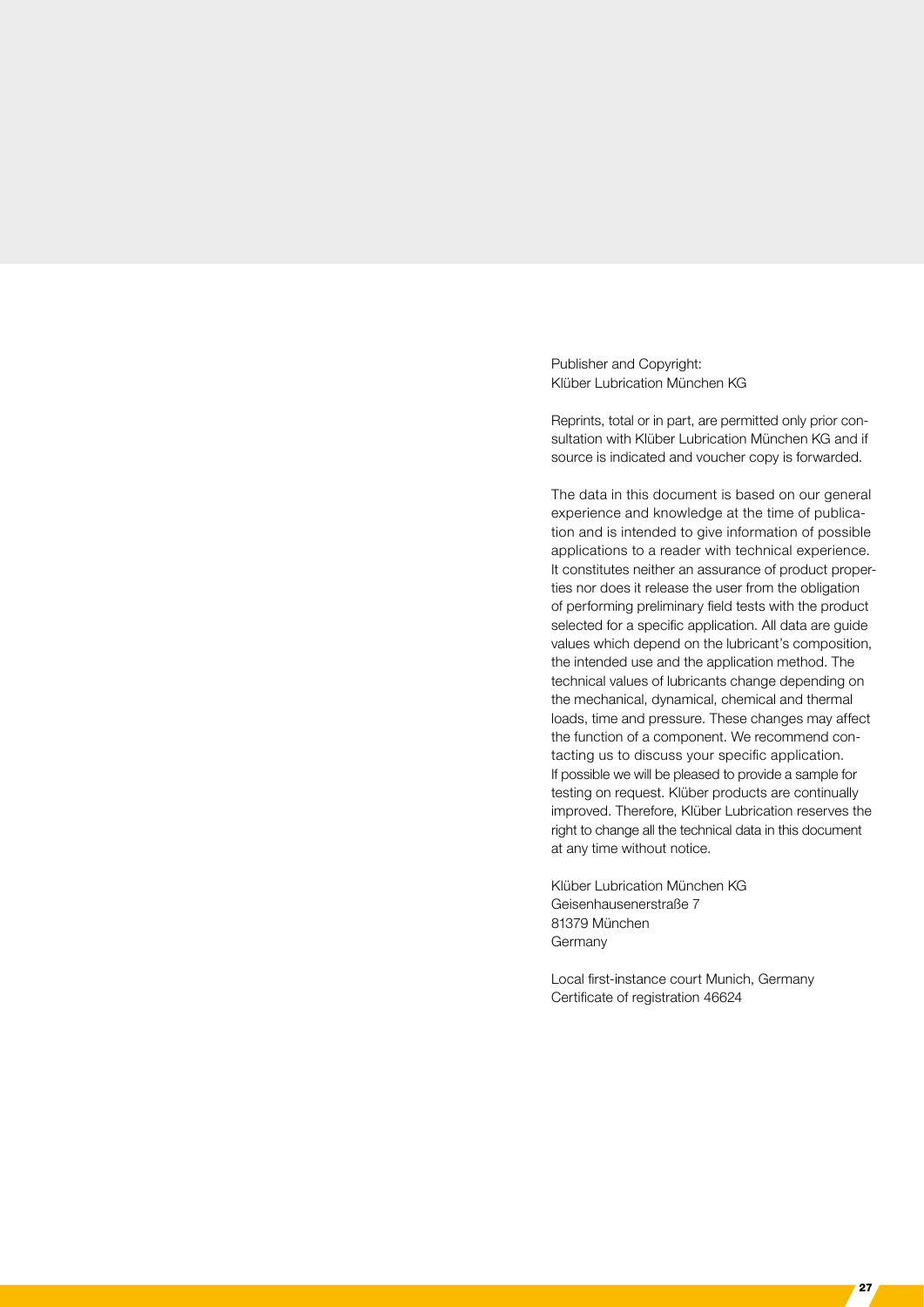Publisher and Copyright:
Klüber Lubrication München KG

Reprints, total or in part, are permitted only prior consultation with Klüber Lubrication München KG and if source is indicated and voucher copy is forwarded.

The data in this document is based on our general experience and knowledge at the time of publication and is intended to give information of possible applications to a reader with technical experience. It constitutes neither an assurance of product properties nor does it release the user from the obligation of performing preliminary field tests with the product selected for a specific application. All data are guide values which depend on the lubricant's composition, the intended use and the application method. The technical values of lubricants change depending on the mechanical, dynamical, chemical and thermal loads, time and pressure. These changes may affect the function of a component. We recommend contacting us to discuss your specific application. If possible we will be pleased to provide a sample for testing on request. Klüber products are continually improved. Therefore, Klüber Lubrication reserves the right to change all the technical data in this document at any time without notice.

Klüber Lubrication München KG
Geisenhausenerstraße 7
81379 München
Germany

Local first-instance court Munich, Germany
Certificate of registration 46624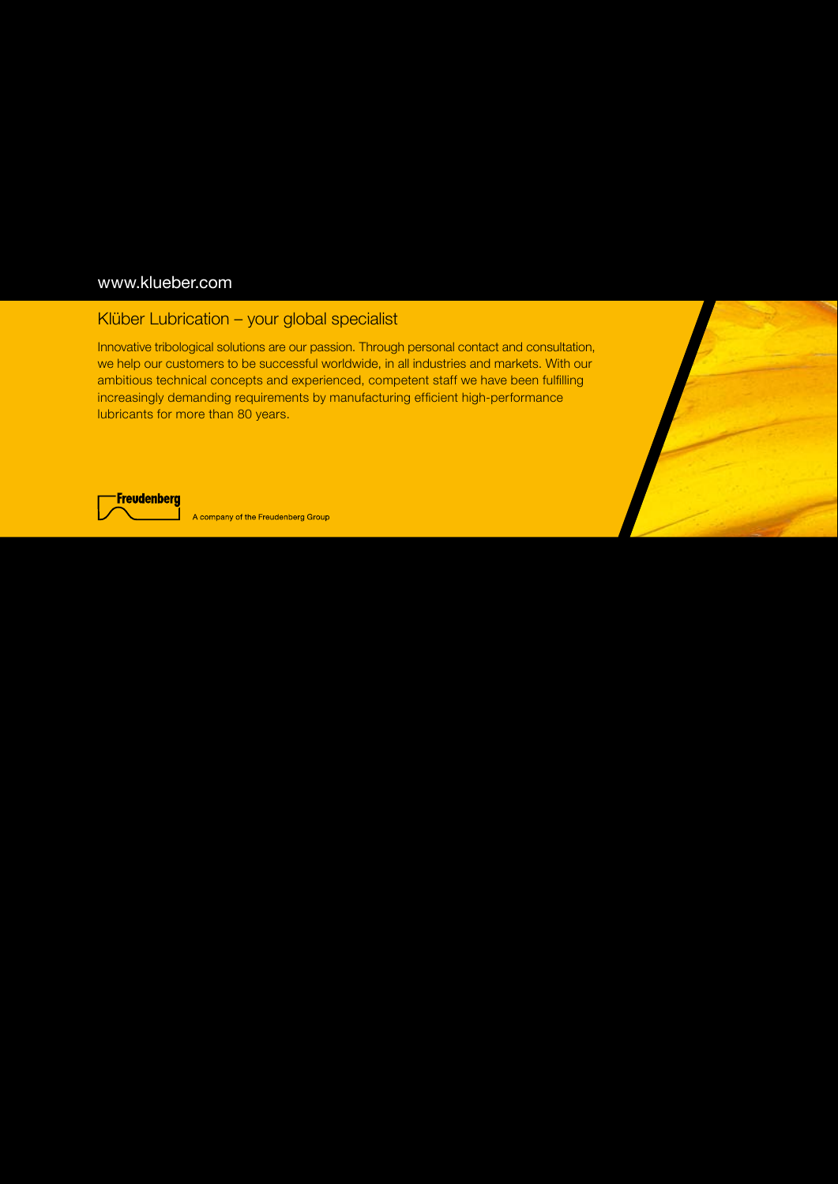www.klueber.com

## Klüber Lubrication – your global specialist

Innovative tribological solutions are our passion. Through personal contact and consultation, we help our customers to be successful worldwide, in all industries and markets. With our ambitious technical concepts and experienced, competent staff we have been fulfilling increasingly demanding requirements by manufacturing efficient high-performance lubricants for more than 80 years.

Freudenberg

A company of the Freudenberg Group